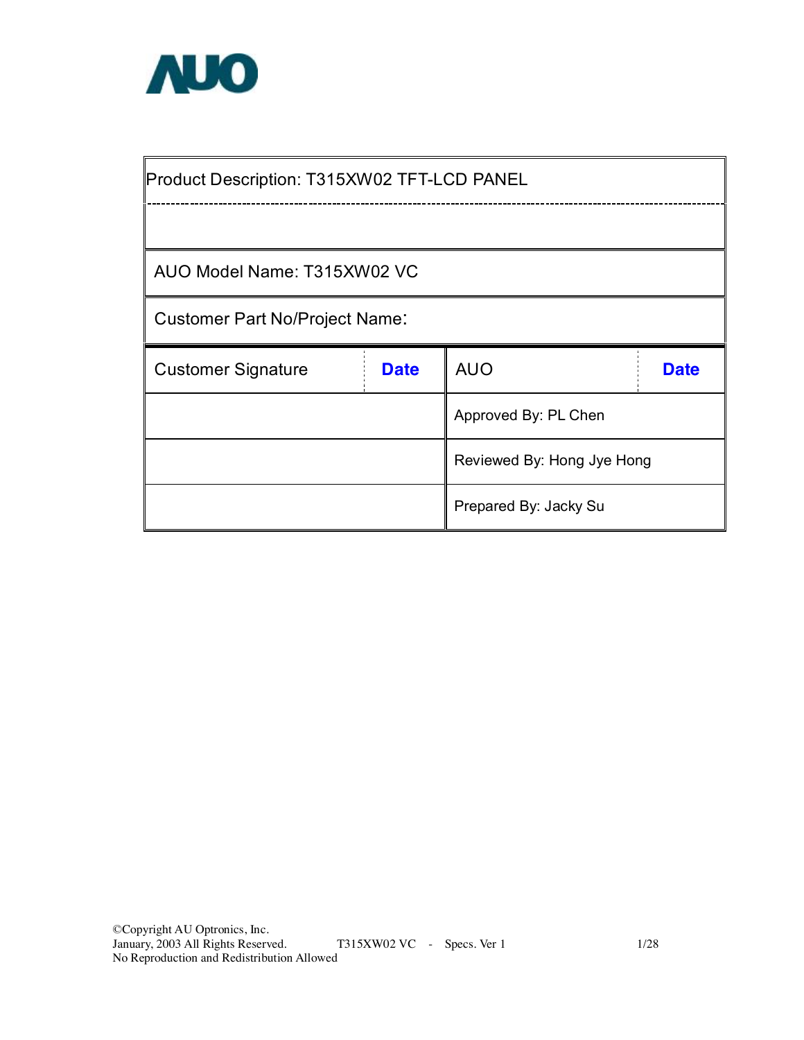AUO

| Product Description: T315XW02 TFT-LCD PANEL | | | |
|---|---|---|---|
| | | | |
| AUO Model Name: T315XW02 VC | | | |
| Customer Part No/Project Name: | | | |
| Customer Signature | **Date** | AUO | **Date** |
| | | Approved By: PL Chen | |
| | | Reviewed By: Hong Jye Hong | |
| | | Prepared By: Jacky Su | |

©Copyright AU Optronics, Inc.
January, 2003 All Rights Reserved.
No Reproduction and Redistribution Allowed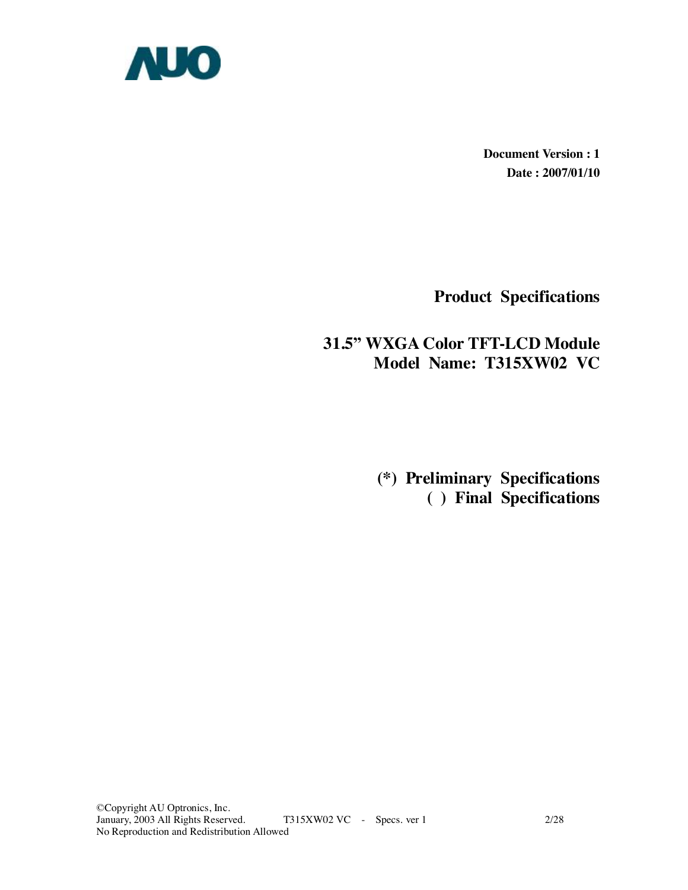**Document Version : 1**

**Date : 2007/01/10**

# Product Specifications

## 31.5" WXGA Color TFT-LCD Module
## Model Name: T315XW02 VC

**(*) Preliminary Specifications**

**( ) Final Specifications**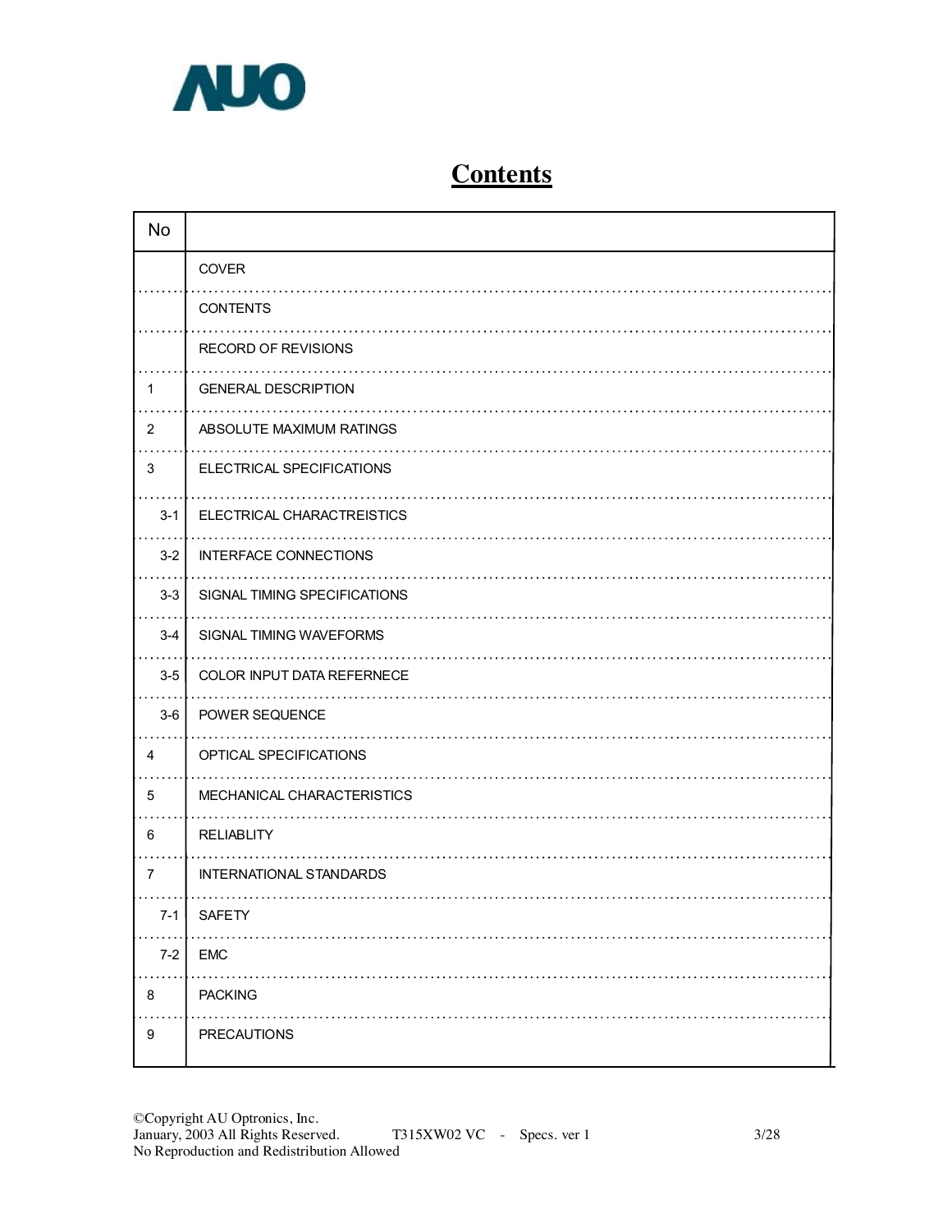# Contents

| No | |
|---|---|
| | COVER |
| | CONTENTS |
| | RECORD OF REVISIONS |
| 1 | GENERAL DESCRIPTION |
| 2 | ABSOLUTE MAXIMUM RATINGS |
| 3 | ELECTRICAL SPECIFICATIONS |
| 3-1 | ELECTRICAL CHARACTREISTICS |
| 3-2 | INTERFACE CONNECTIONS |
| 3-3 | SIGNAL TIMING SPECIFICATIONS |
| 3-4 | SIGNAL TIMING WAVEFORMS |
| 3-5 | COLOR INPUT DATA REFERNECE |
| 3-6 | POWER SEQUENCE |
| 4 | OPTICAL SPECIFICATIONS |
| 5 | MECHANICAL CHARACTERISTICS |
| 6 | RELIABLITY |
| 7 | INTERNATIONAL STANDARDS |
| 7-1 | SAFETY |
| 7-2 | EMC |
| 8 | PACKING |
| 9 | PRECAUTIONS |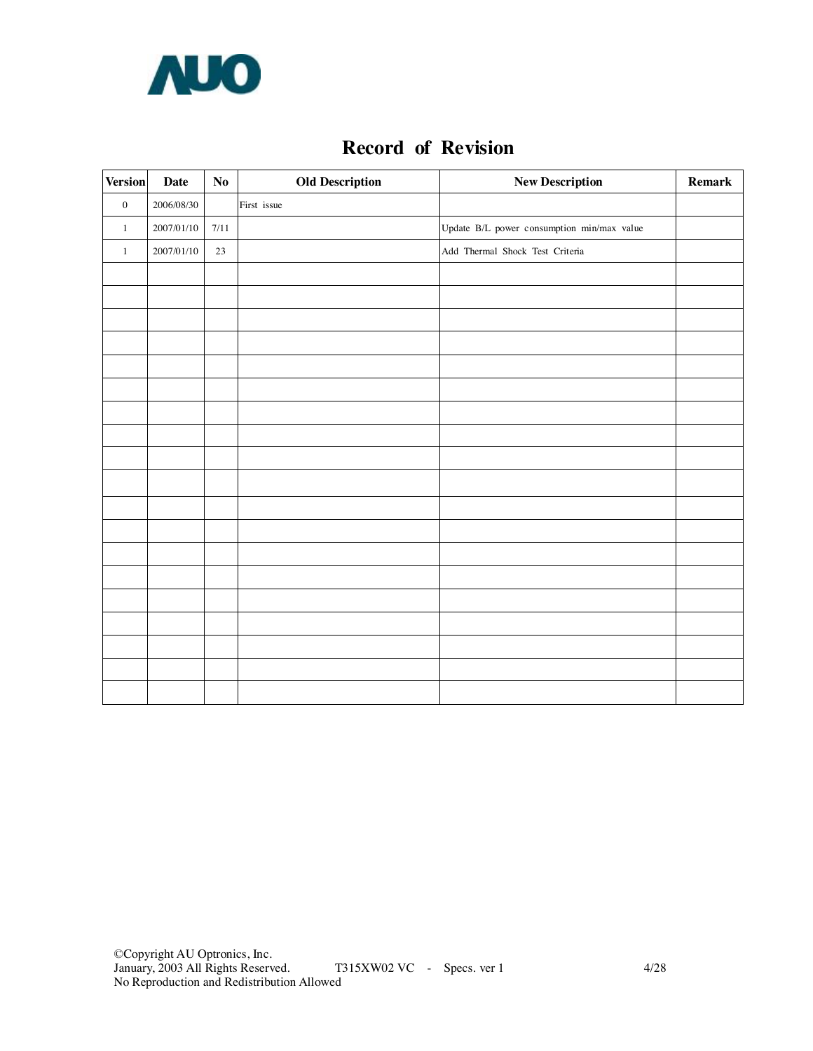# Record of Revision

| Version | Date | No | Old Description | New Description | Remark |
|---|---|---|---|---|---|
| 0 | 2006/08/30 | | First issue | | |
| 1 | 2007/01/10 | 7/11 | | Update B/L power consumption min/max value | |
| 1 | 2007/01/10 | 23 | | Add Thermal Shock Test Criteria | |
| | | | | | |
| | | | | | |
| | | | | | |
| | | | | | |
| | | | | | |
| | | | | | |
| | | | | | |
| | | | | | |
| | | | | | |
| | | | | | |
| | | | | | |
| | | | | | |
| | | | | | |
| | | | | | |
| | | | | | |
| | | | | | |
| | | | | | |
| | | | | | |
| | | | | | |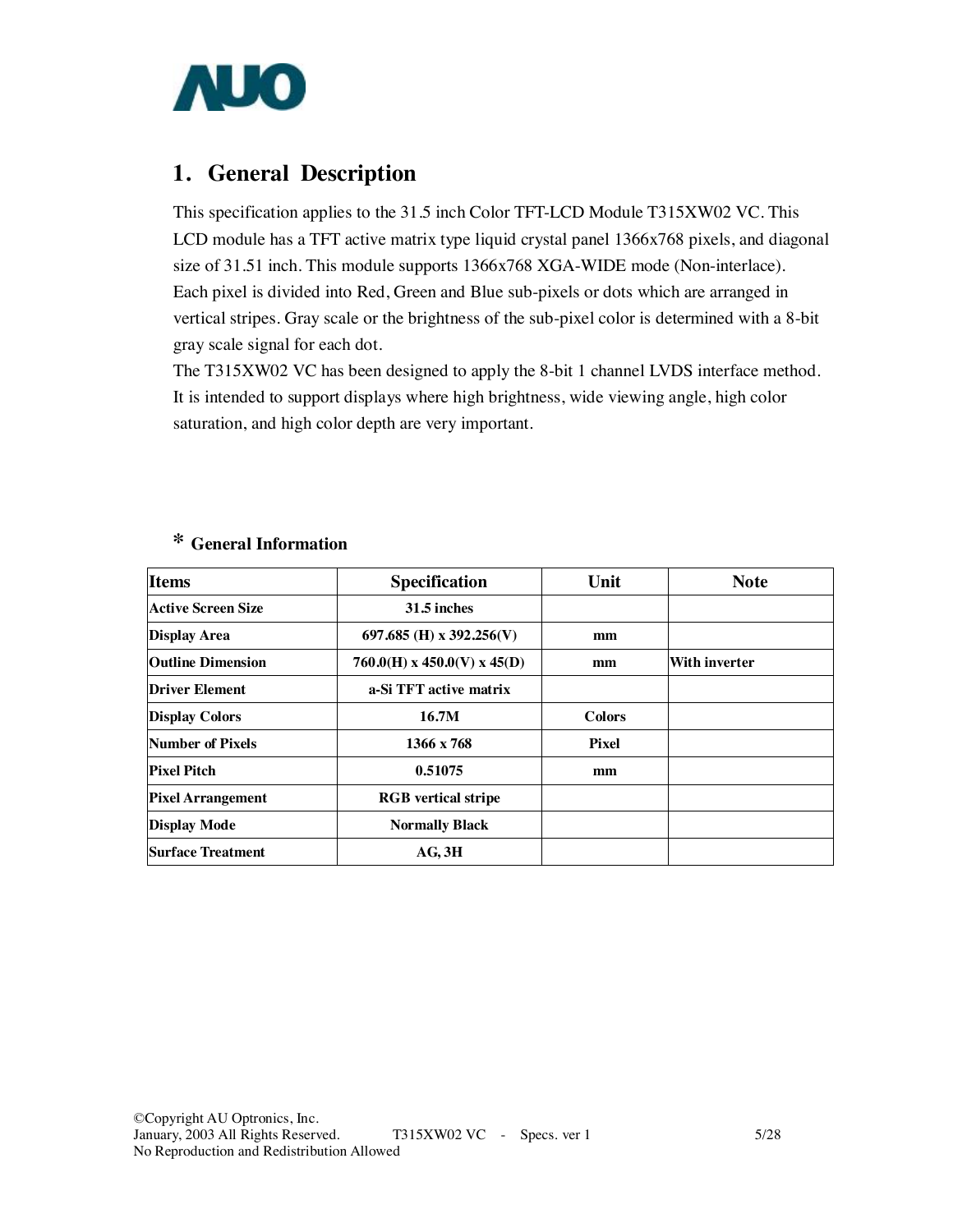# 1. General Description

This specification applies to the 31.5 inch Color TFT-LCD Module T315XW02 VC. This LCD module has a TFT active matrix type liquid crystal panel 1366x768 pixels, and diagonal size of 31.51 inch. This module supports 1366x768 XGA-WIDE mode (Non-interlace). Each pixel is divided into Red, Green and Blue sub-pixels or dots which are arranged in vertical stripes. Gray scale or the brightness of the sub-pixel color is determined with a 8-bit gray scale signal for each dot.

The T315XW02 VC has been designed to apply the 8-bit 1 channel LVDS interface method. It is intended to support displays where high brightness, wide viewing angle, high color saturation, and high color depth are very important.

## * General Information

| Items | Specification | Unit | Note |
|---|---|---|---|
| Active Screen Size | 31.5 inches | | |
| Display Area | 697.685 (H) x 392.256(V) | mm | |
| Outline Dimension | 760.0(H) x 450.0(V) x 45(D) | mm | With inverter |
| Driver Element | a-Si TFT active matrix | | |
| Display Colors | 16.7M | Colors | |
| Number of Pixels | 1366 x 768 | Pixel | |
| Pixel Pitch | 0.51075 | mm | |
| Pixel Arrangement | RGB vertical stripe | | |
| Display Mode | Normally Black | | |
| Surface Treatment | AG, 3H | | |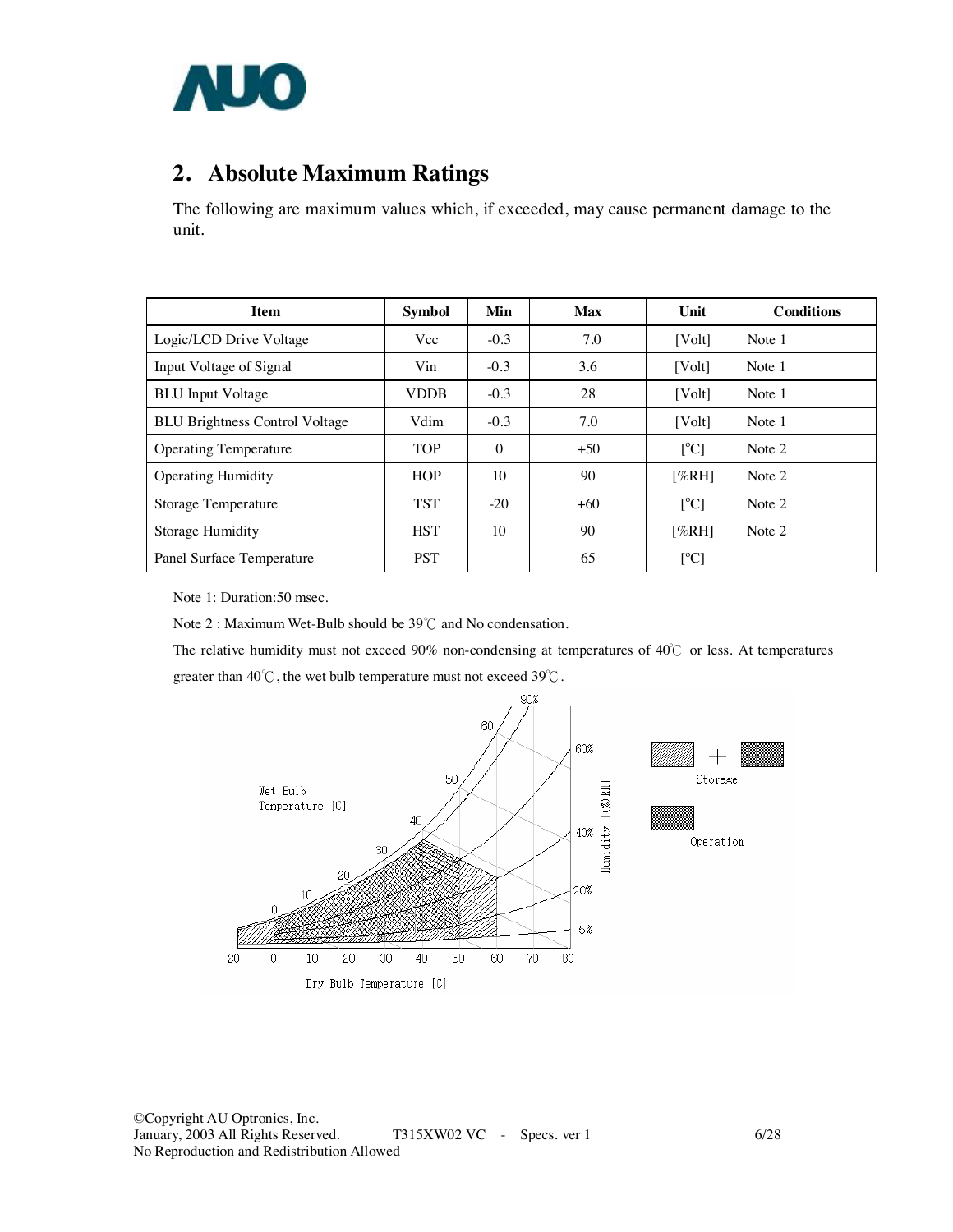## 2. Absolute Maximum Ratings

The following are maximum values which, if exceeded, may cause permanent damage to the unit.

| Item | Symbol | Min | Max | Unit | Conditions |
|---|---|---|---|---|---|
| Logic/LCD Drive Voltage | Vcc | -0.3 | 7.0 | [Volt] | Note 1 |
| Input Voltage of Signal | Vin | -0.3 | 3.6 | [Volt] | Note 1 |
| BLU Input Voltage | VDDB | -0.3 | 28 | [Volt] | Note 1 |
| BLU Brightness Control Voltage | Vdim | -0.3 | 7.0 | [Volt] | Note 1 |
| Operating Temperature | TOP | 0 | +50 | [°C] | Note 2 |
| Operating Humidity | HOP | 10 | 90 | [%RH] | Note 2 |
| Storage Temperature | TST | -20 | +60 | [°C] | Note 2 |
| Storage Humidity | HST | 10 | 90 | [%RH] | Note 2 |
| Panel Surface Temperature | PST | | 65 | [°C] | |

Note 1: Duration:50 msec.

Note 2 : Maximum Wet-Bulb should be 39℃ and No condensation.

The relative humidity must not exceed 90% non-condensing at temperatures of 40℃ or less. At temperatures greater than 40℃, the wet bulb temperature must not exceed 39℃.

Wet Bulb Temperature [C]

Humidity [(%)RH]

Dry Bulb Temperature [C]

Storage

Operation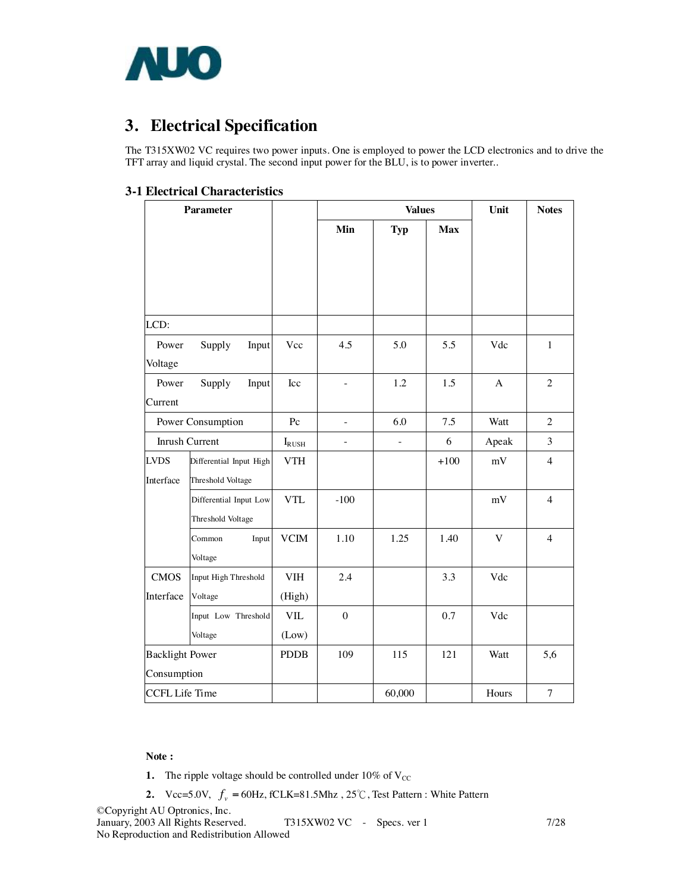## 3. Electrical Specification

The T315XW02 VC requires two power inputs. One is employed to power the LCD electronics and to drive the TFT array and liquid crystal. The second input power for the BLU, is to power inverter..

### 3-1 Electrical Characteristics

| Parameter | | | Values | | | Unit | Notes |
|---|---|---|---|---|---|---|---|
| | | | Min | Typ | Max | | |
| LCD: | | | | | | | |
| Power Supply Input Voltage | | Vcc | 4.5 | 5.0 | 5.5 | Vdc | 1 |
| Power Supply Input Current | | Icc | - | 1.2 | 1.5 | A | 2 |
| Power Consumption | | Pc | - | 6.0 | 7.5 | Watt | 2 |
| Inrush Current | | $I_{RUSH}$ | - | - | 6 | Apeak | 3 |
| LVDS Interface | Differential Input High Threshold Voltage | VTH | | | +100 | mV | 4 |
| | Differential Input Low Threshold Voltage | VTL | -100 | | | mV | 4 |
| | Common Input Voltage | VCIM | 1.10 | 1.25 | 1.40 | V | 4 |
| CMOS Interface | Input High Threshold Voltage | VIH (High) | 2.4 | | 3.3 | Vdc | |
| | Input Low Threshold Voltage | VIL (Low) | 0 | | 0.7 | Vdc | |
| Backlight Power Consumption | | PDDB | 109 | 115 | 121 | Watt | 5,6 |
| CCFL Life Time | | | | 60,000 | | Hours | 7 |

**Note :**

1. The ripple voltage should be controlled under 10% of $V_{CC}$
2. Vcc=5.0V, $f_v$ = 60Hz, fCLK=81.5Mhz , 25℃, Test Pattern : White Pattern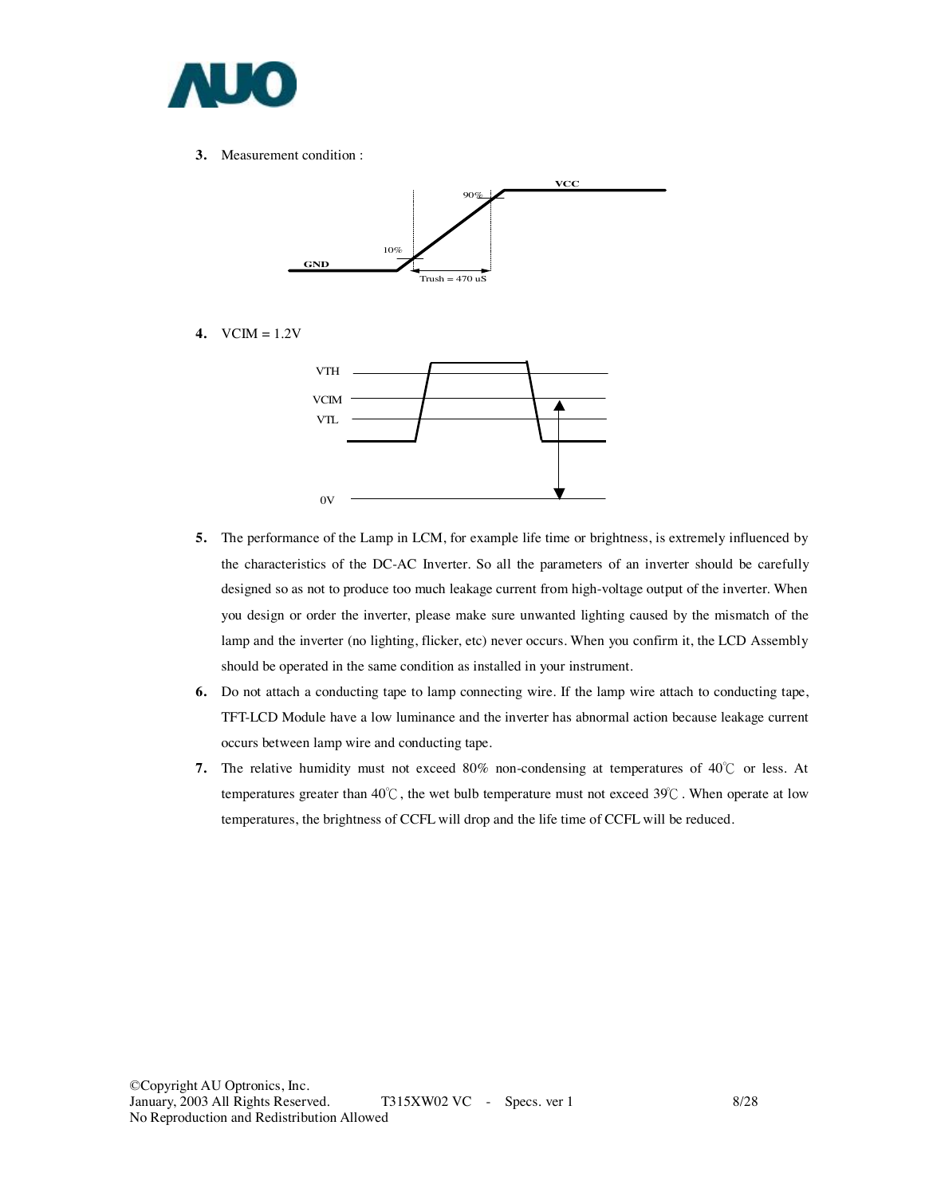3. Measurement condition :

VCC

90%

10%

GND

Trush = 470 uS

4. VCIM = 1.2V

VTH

VCIM

VTL

0V

5. The performance of the Lamp in LCM, for example life time or brightness, is extremely influenced by the characteristics of the DC-AC Inverter. So all the parameters of an inverter should be carefully designed so as not to produce too much leakage current from high-voltage output of the inverter. When you design or order the inverter, please make sure unwanted lighting caused by the mismatch of the lamp and the inverter (no lighting, flicker, etc) never occurs. When you confirm it, the LCD Assembly should be operated in the same condition as installed in your instrument.
6. Do not attach a conducting tape to lamp connecting wire. If the lamp wire attach to conducting tape, TFT-LCD Module have a low luminance and the inverter has abnormal action because leakage current occurs between lamp wire and conducting tape.
7. The relative humidity must not exceed 80% non-condensing at temperatures of 40℃ or less. At temperatures greater than 40℃, the wet bulb temperature must not exceed 39℃. When operate at low temperatures, the brightness of CCFL will drop and the life time of CCFL will be reduced.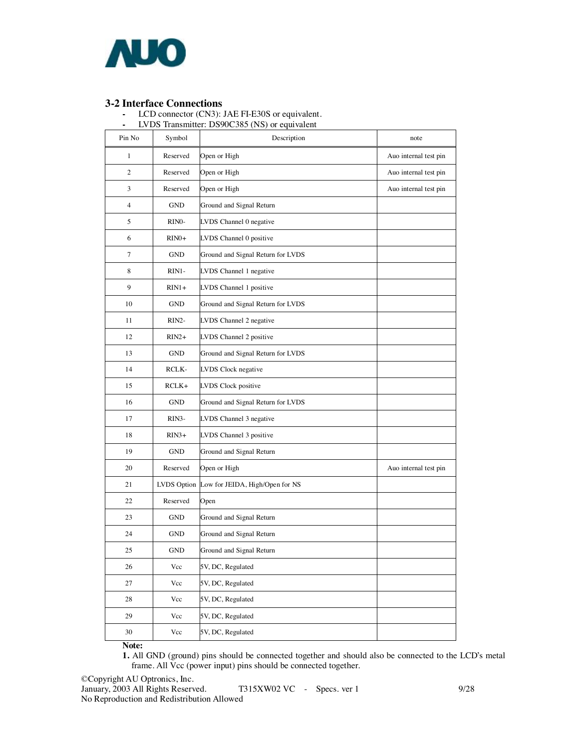## 3-2 Interface Connections

- LCD connector (CN3): JAE FI-E30S or equivalent.
- LVDS Transmitter: DS90C385 (NS) or equivalent

| Pin No | Symbol | Description | note |
|---|---|---|---|
| 1 | Reserved | Open or High | Auo internal test pin |
| 2 | Reserved | Open or High | Auo internal test pin |
| 3 | Reserved | Open or High | Auo internal test pin |
| 4 | GND | Ground and Signal Return | |
| 5 | RIN0- | LVDS Channel 0 negative | |
| 6 | RIN0+ | LVDS Channel 0 positive | |
| 7 | GND | Ground and Signal Return for LVDS | |
| 8 | RIN1- | LVDS Channel 1 negative | |
| 9 | RIN1+ | LVDS Channel 1 positive | |
| 10 | GND | Ground and Signal Return for LVDS | |
| 11 | RIN2- | LVDS Channel 2 negative | |
| 12 | RIN2+ | LVDS Channel 2 positive | |
| 13 | GND | Ground and Signal Return for LVDS | |
| 14 | RCLK- | LVDS Clock negative | |
| 15 | RCLK+ | LVDS Clock positive | |
| 16 | GND | Ground and Signal Return for LVDS | |
| 17 | RIN3- | LVDS Channel 3 negative | |
| 18 | RIN3+ | LVDS Channel 3 positive | |
| 19 | GND | Ground and Signal Return | |
| 20 | Reserved | Open or High | Auo internal test pin |
| 21 | LVDS Option | Low for JEIDA, High/Open for NS | |
| 22 | Reserved | Open | |
| 23 | GND | Ground and Signal Return | |
| 24 | GND | Ground and Signal Return | |
| 25 | GND | Ground and Signal Return | |
| 26 | Vcc | 5V, DC, Regulated | |
| 27 | Vcc | 5V, DC, Regulated | |
| 28 | Vcc | 5V, DC, Regulated | |
| 29 | Vcc | 5V, DC, Regulated | |
| 30 | Vcc | 5V, DC, Regulated | |

**Note:**

**1.** All GND (ground) pins should be connected together and should also be connected to the LCD's metal frame. All Vcc (power input) pins should be connected together.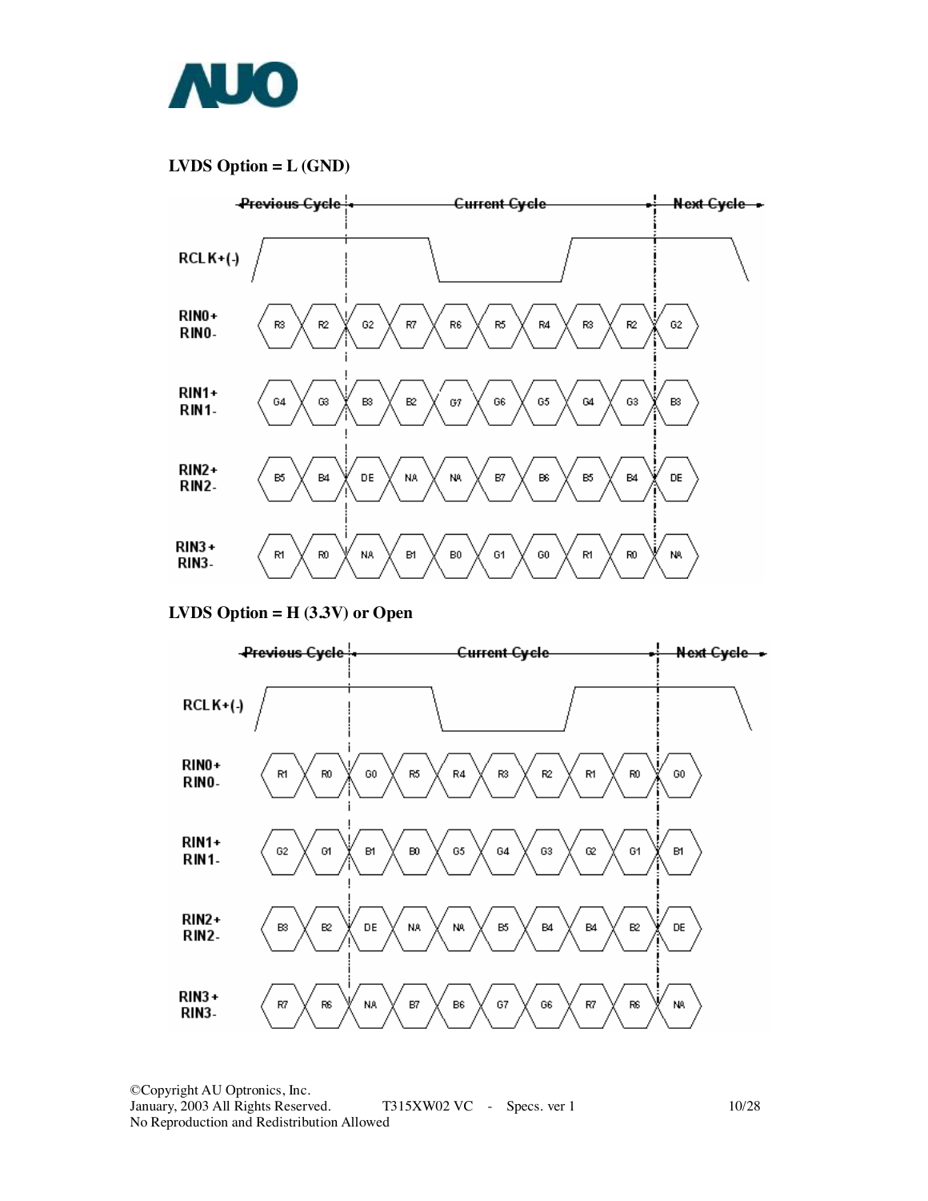**LVDS Option = L (GND)**

| Signal | Previous Cycle | | Current Cycle | | | | | | | Next Cycle |
|---|---|---|---|---|---|---|---|---|---|---|
| RIN0+ / RIN0- | R3 | R2 | G2 | R7 | R6 | R5 | R4 | R3 | R2 | G2 |
| RIN1+ / RIN1- | G4 | G3 | B3 | B2 | G7 | G6 | G5 | G4 | G3 | B3 |
| RIN2+ / RIN2- | B5 | B4 | DE | NA | NA | B7 | B6 | B5 | B4 | DE |
| RIN3+ / RIN3- | R1 | R0 | NA | B1 | B0 | G1 | G0 | R1 | R0 | NA |

**LVDS Option = H (3.3V) or Open**

| Signal | Previous Cycle | | Current Cycle | | | | | | | Next Cycle |
|---|---|---|---|---|---|---|---|---|---|---|
| RIN0+ / RIN0- | R1 | R0 | G0 | R5 | R4 | R3 | R2 | R1 | R0 | G0 |
| RIN1+ / RIN1- | G2 | G1 | B1 | B0 | G5 | G4 | G3 | G2 | G1 | B1 |
| RIN2+ / RIN2- | B3 | B2 | DE | NA | NA | B5 | B4 | B4 | B2 | DE |
| RIN3+ / RIN3- | R7 | R6 | NA | B7 | B6 | G7 | G6 | R7 | R6 | NA |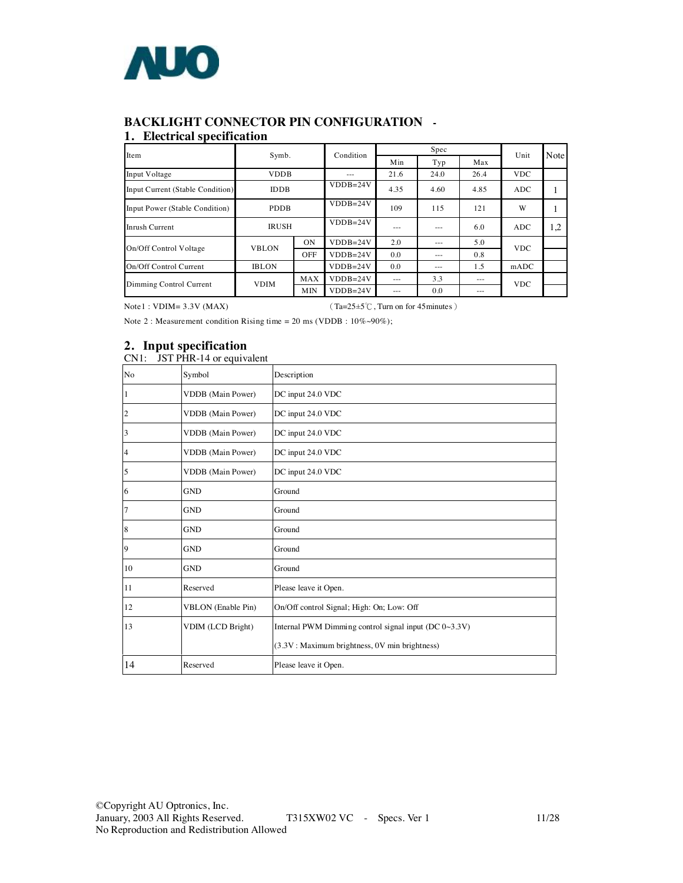## BACKLIGHT CONNECTOR PIN CONFIGURATION -

### 1. Electrical specification

| Item | Symb. | | Condition | Spec | | | Unit | Note |
|---|---|---|---|---|---|---|---|---|
| | | | | Min | Typ | Max | | |
| Input Voltage | VDDB | | --- | 21.6 | 24.0 | 26.4 | VDC | |
| Input Current (Stable Condition) | IDDB | | VDDB=24V | 4.35 | 4.60 | 4.85 | ADC | 1 |
| Input Power (Stable Condition) | PDDB | | VDDB=24V | 109 | 115 | 121 | W | 1 |
| Inrush Current | IRUSH | | VDDB=24V | --- | --- | 6.0 | ADC | 1,2 |
| On/Off Control Voltage | VBLON | ON | VDDB=24V | 2.0 | --- | 5.0 | VDC | |
| | | OFF | VDDB=24V | 0.0 | --- | 0.8 | | |
| On/Off Control Current | IBLON | | VDDB=24V | 0.0 | --- | 1.5 | mADC | |
| Dimming Control Current | VDIM | MAX | VDDB=24V | --- | 3.3 | --- | VDC | |
| | | MIN | VDDB=24V | --- | 0.0 | --- | | |

Note1 : VDIM= 3.3V (MAX) (Ta=25±5℃, Turn on for 45minutes)

Note 2 : Measurement condition Rising time = 20 ms (VDDB : 10%~90%);

### 2. Input specification

CN1: JST PHR-14 or equivalent

| No | Symbol | Description |
|---|---|---|
| 1 | VDDB (Main Power) | DC input 24.0 VDC |
| 2 | VDDB (Main Power) | DC input 24.0 VDC |
| 3 | VDDB (Main Power) | DC input 24.0 VDC |
| 4 | VDDB (Main Power) | DC input 24.0 VDC |
| 5 | VDDB (Main Power) | DC input 24.0 VDC |
| 6 | GND | Ground |
| 7 | GND | Ground |
| 8 | GND | Ground |
| 9 | GND | Ground |
| 10 | GND | Ground |
| 11 | Reserved | Please leave it Open. |
| 12 | VBLON (Enable Pin) | On/Off control Signal; High: On; Low: Off |
| 13 | VDIM (LCD Bright) | Internal PWM Dimming control signal input (DC 0~3.3V)<br>(3.3V : Maximum brightness, 0V min brightness) |
| 14 | Reserved | Please leave it Open. |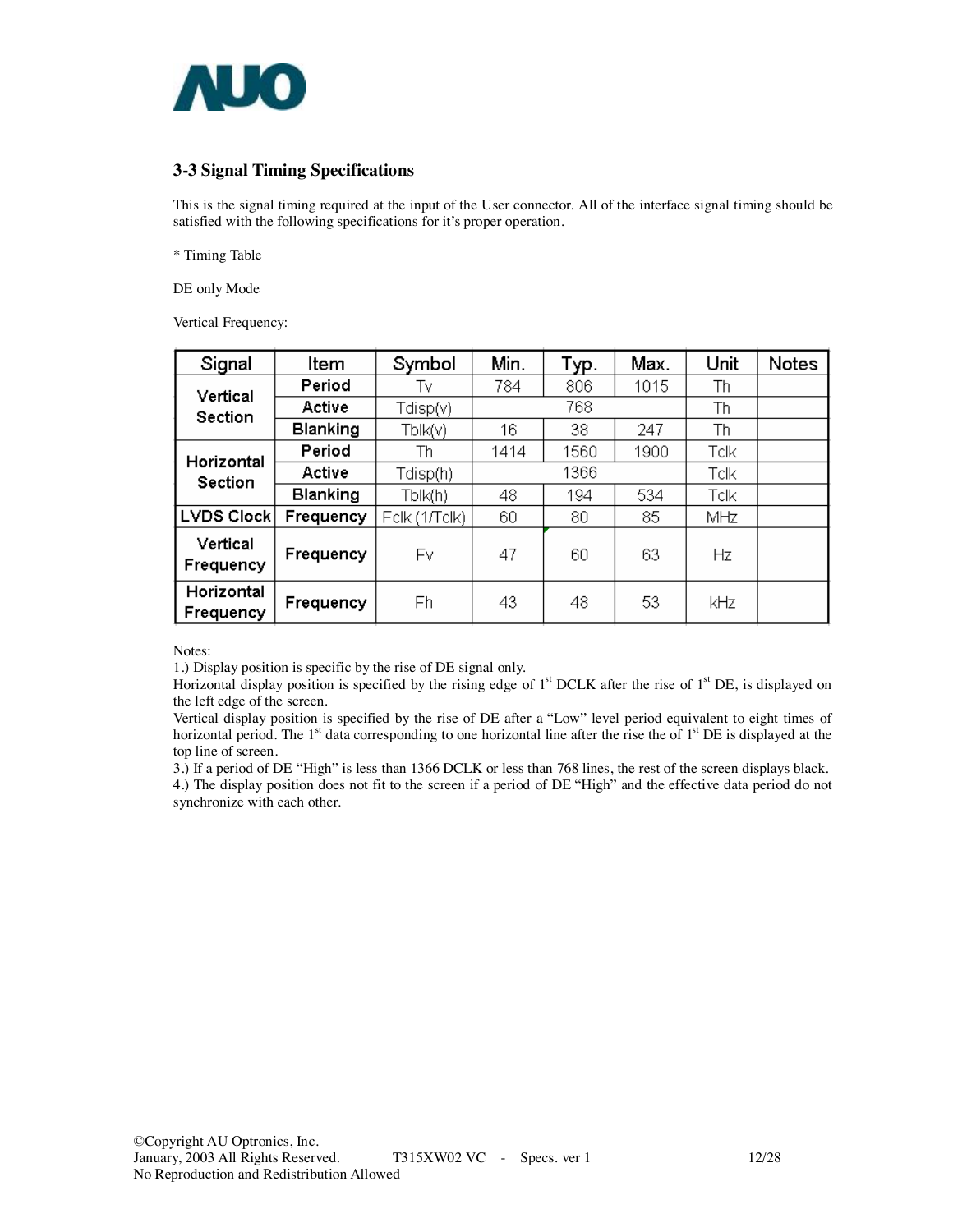### 3-3 Signal Timing Specifications

This is the signal timing required at the input of the User connector. All of the interface signal timing should be satisfied with the following specifications for it's proper operation.

* Timing Table

DE only Mode

Vertical Frequency:

| Signal | Item | Symbol | Min. | Typ. | Max. | Unit | Notes |
|---|---|---|---|---|---|---|---|
| Vertical Section | Period | Tv | 784 | 806 | 1015 | Th | |
| | Active | Tdisp(v) | | 768 | | Th | |
| | Blanking | Tblk(v) | 16 | 38 | 247 | Th | |
| Horizontal Section | Period | Th | 1414 | 1560 | 1900 | Tclk | |
| | Active | Tdisp(h) | | 1366 | | Tclk | |
| | Blanking | Tblk(h) | 48 | 194 | 534 | Tclk | |
| LVDS Clock | Frequency | Fclk (1/Tclk) | 60 | 80 | 85 | MHz | |
| Vertical Frequency | Frequency | Fv | 47 | 60 | 63 | Hz | |
| Horizontal Frequency | Frequency | Fh | 43 | 48 | 53 | kHz | |

Notes:
1.) Display position is specific by the rise of DE signal only.
Horizontal display position is specified by the rising edge of 1st DCLK after the rise of 1st DE, is displayed on the left edge of the screen.
Vertical display position is specified by the rise of DE after a "Low" level period equivalent to eight times of horizontal period. The 1st data corresponding to one horizontal line after the rise the of 1st DE is displayed at the top line of screen.
3.) If a period of DE "High" is less than 1366 DCLK or less than 768 lines, the rest of the screen displays black.
4.) The display position does not fit to the screen if a period of DE "High" and the effective data period do not synchronize with each other.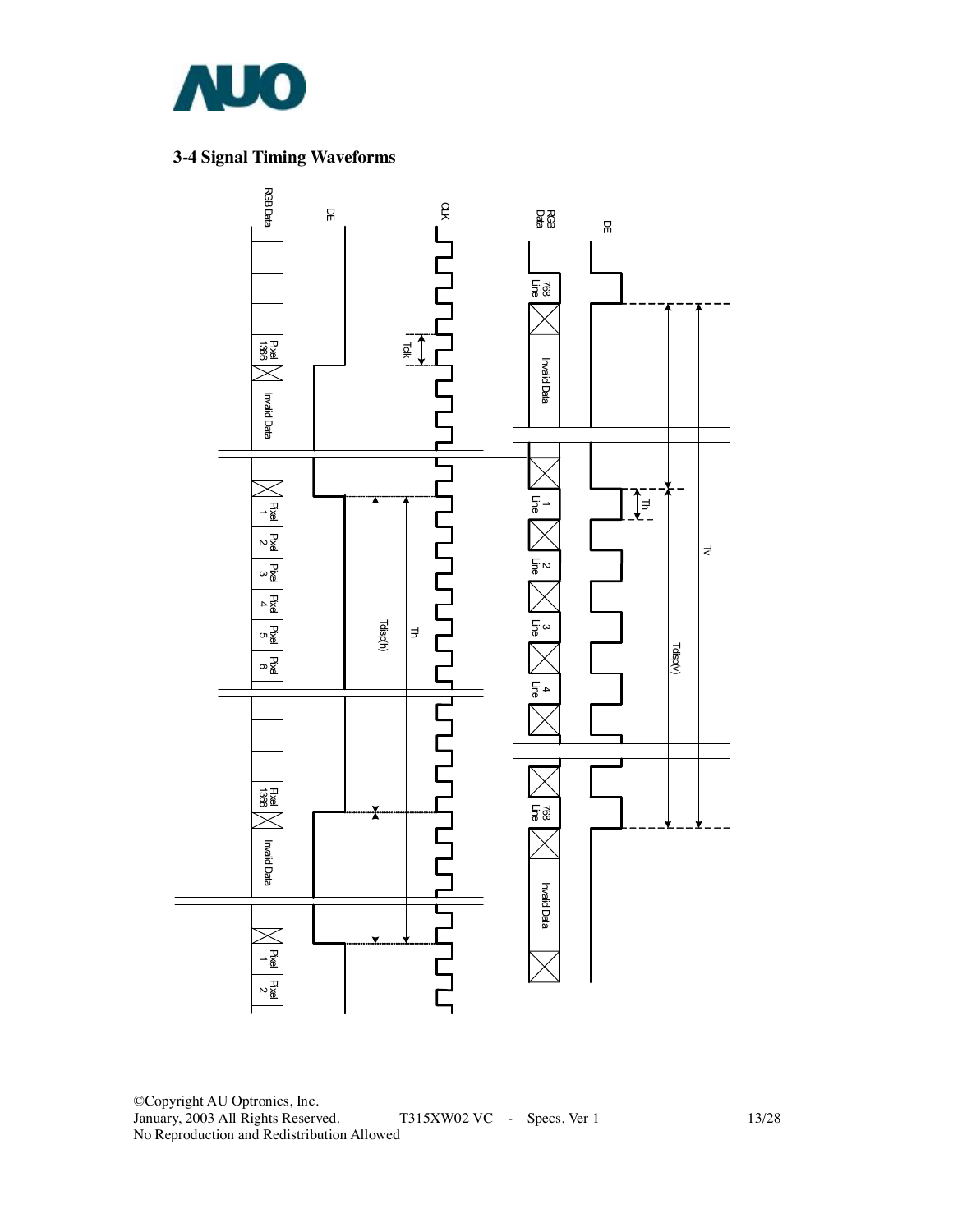### 3-4 Signal Timing Waveforms

RGB Data

DE

CLK

Pixel 1366

Invalid Data

Tclk

Pixel 1

Pixel 2

Pixel 3

Pixel 4

Pixel 5

Pixel 6

Tdisp(h)

Th

Pixel 1366

Invalid Data

Pixel 1

Pixel 2

RGB Data

DE

768 Line

Invalid Data

1 Line

2 Line

3 Line

4 Line

Th

Tv

Tdisp(v)

768 Line

Invalid Data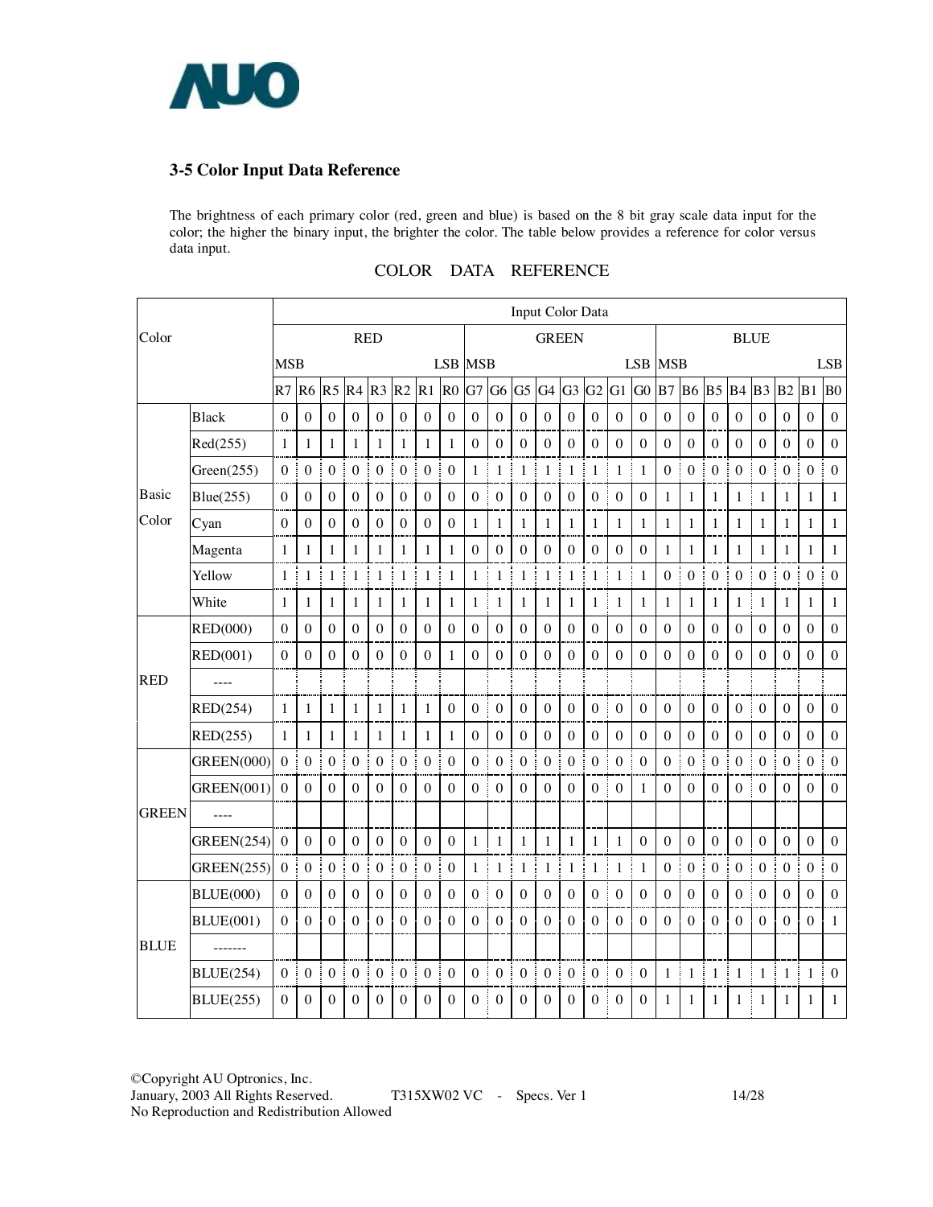## 3-5 Color Input Data Reference

The brightness of each primary color (red, green and blue) is based on the 8 bit gray scale data input for the color; the higher the binary input, the brighter the color. The table below provides a reference for color versus data input.

COLOR DATA REFERENCE

| Color | | Input Color Data | | | | | | | | | | | | | | | | | | | | | | | |
|---|---|---|---|---|---|---|---|---|---|---|---|---|---|---|---|---|---|---|---|---|---|---|---|---|---|
| | | RED | | | | | | | | GREEN | | | | | | | | BLUE | | | | | | | |
| | | MSB | | | | | | | LSB | MSB | | | | | | | LSB | MSB | | | | | | | LSB |
| | | R7 | R6 | R5 | R4 | R3 | R2 | R1 | R0 | G7 | G6 | G5 | G4 | G3 | G2 | G1 | G0 | B7 | B6 | B5 | B4 | B3 | B2 | B1 | B0 |
| Basic Color | Black | 0 | 0 | 0 | 0 | 0 | 0 | 0 | 0 | 0 | 0 | 0 | 0 | 0 | 0 | 0 | 0 | 0 | 0 | 0 | 0 | 0 | 0 | 0 | 0 |
| | Red(255) | 1 | 1 | 1 | 1 | 1 | 1 | 1 | 1 | 0 | 0 | 0 | 0 | 0 | 0 | 0 | 0 | 0 | 0 | 0 | 0 | 0 | 0 | 0 | 0 |
| | Green(255) | 0 | 0 | 0 | 0 | 0 | 0 | 0 | 0 | 1 | 1 | 1 | 1 | 1 | 1 | 1 | 1 | 0 | 0 | 0 | 0 | 0 | 0 | 0 | 0 |
| | Blue(255) | 0 | 0 | 0 | 0 | 0 | 0 | 0 | 0 | 0 | 0 | 0 | 0 | 0 | 0 | 0 | 0 | 1 | 1 | 1 | 1 | 1 | 1 | 1 | 1 |
| | Cyan | 0 | 0 | 0 | 0 | 0 | 0 | 0 | 0 | 1 | 1 | 1 | 1 | 1 | 1 | 1 | 1 | 1 | 1 | 1 | 1 | 1 | 1 | 1 | 1 |
| | Magenta | 1 | 1 | 1 | 1 | 1 | 1 | 1 | 1 | 0 | 0 | 0 | 0 | 0 | 0 | 0 | 0 | 1 | 1 | 1 | 1 | 1 | 1 | 1 | 1 |
| | Yellow | 1 | 1 | 1 | 1 | 1 | 1 | 1 | 1 | 1 | 1 | 1 | 1 | 1 | 1 | 1 | 1 | 0 | 0 | 0 | 0 | 0 | 0 | 0 | 0 |
| | White | 1 | 1 | 1 | 1 | 1 | 1 | 1 | 1 | 1 | 1 | 1 | 1 | 1 | 1 | 1 | 1 | 1 | 1 | 1 | 1 | 1 | 1 | 1 | 1 |
| RED | RED(000) | 0 | 0 | 0 | 0 | 0 | 0 | 0 | 0 | 0 | 0 | 0 | 0 | 0 | 0 | 0 | 0 | 0 | 0 | 0 | 0 | 0 | 0 | 0 | 0 |
| | RED(001) | 0 | 0 | 0 | 0 | 0 | 0 | 0 | 1 | 0 | 0 | 0 | 0 | 0 | 0 | 0 | 0 | 0 | 0 | 0 | 0 | 0 | 0 | 0 | 0 |
| | ---- | | | | | | | | | | | | | | | | | | | | | | | | |
| | RED(254) | 1 | 1 | 1 | 1 | 1 | 1 | 1 | 0 | 0 | 0 | 0 | 0 | 0 | 0 | 0 | 0 | 0 | 0 | 0 | 0 | 0 | 0 | 0 | 0 |
| | RED(255) | 1 | 1 | 1 | 1 | 1 | 1 | 1 | 1 | 0 | 0 | 0 | 0 | 0 | 0 | 0 | 0 | 0 | 0 | 0 | 0 | 0 | 0 | 0 | 0 |
| GREEN | GREEN(000) | 0 | 0 | 0 | 0 | 0 | 0 | 0 | 0 | 0 | 0 | 0 | 0 | 0 | 0 | 0 | 0 | 0 | 0 | 0 | 0 | 0 | 0 | 0 | 0 |
| | GREEN(001) | 0 | 0 | 0 | 0 | 0 | 0 | 0 | 0 | 0 | 0 | 0 | 0 | 0 | 0 | 0 | 1 | 0 | 0 | 0 | 0 | 0 | 0 | 0 | 0 |
| | ---- | | | | | | | | | | | | | | | | | | | | | | | | |
| | GREEN(254) | 0 | 0 | 0 | 0 | 0 | 0 | 0 | 0 | 1 | 1 | 1 | 1 | 1 | 1 | 1 | 0 | 0 | 0 | 0 | 0 | 0 | 0 | 0 | 0 |
| | GREEN(255) | 0 | 0 | 0 | 0 | 0 | 0 | 0 | 0 | 1 | 1 | 1 | 1 | 1 | 1 | 1 | 1 | 0 | 0 | 0 | 0 | 0 | 0 | 0 | 0 |
| BLUE | BLUE(000) | 0 | 0 | 0 | 0 | 0 | 0 | 0 | 0 | 0 | 0 | 0 | 0 | 0 | 0 | 0 | 0 | 0 | 0 | 0 | 0 | 0 | 0 | 0 | 0 |
| | BLUE(001) | 0 | 0 | 0 | 0 | 0 | 0 | 0 | 0 | 0 | 0 | 0 | 0 | 0 | 0 | 0 | 0 | 0 | 0 | 0 | 0 | 0 | 0 | 0 | 1 |
| | ------- | | | | | | | | | | | | | | | | | | | | | | | | |
| | BLUE(254) | 0 | 0 | 0 | 0 | 0 | 0 | 0 | 0 | 0 | 0 | 0 | 0 | 0 | 0 | 0 | 0 | 1 | 1 | 1 | 1 | 1 | 1 | 1 | 0 |
| | BLUE(255) | 0 | 0 | 0 | 0 | 0 | 0 | 0 | 0 | 0 | 0 | 0 | 0 | 0 | 0 | 0 | 0 | 1 | 1 | 1 | 1 | 1 | 1 | 1 | 1 |

©Copyright AU Optronics, Inc.
January, 2003 All Rights Reserved. T315XW02 VC - Specs. Ver 1
No Reproduction and Redistribution Allowed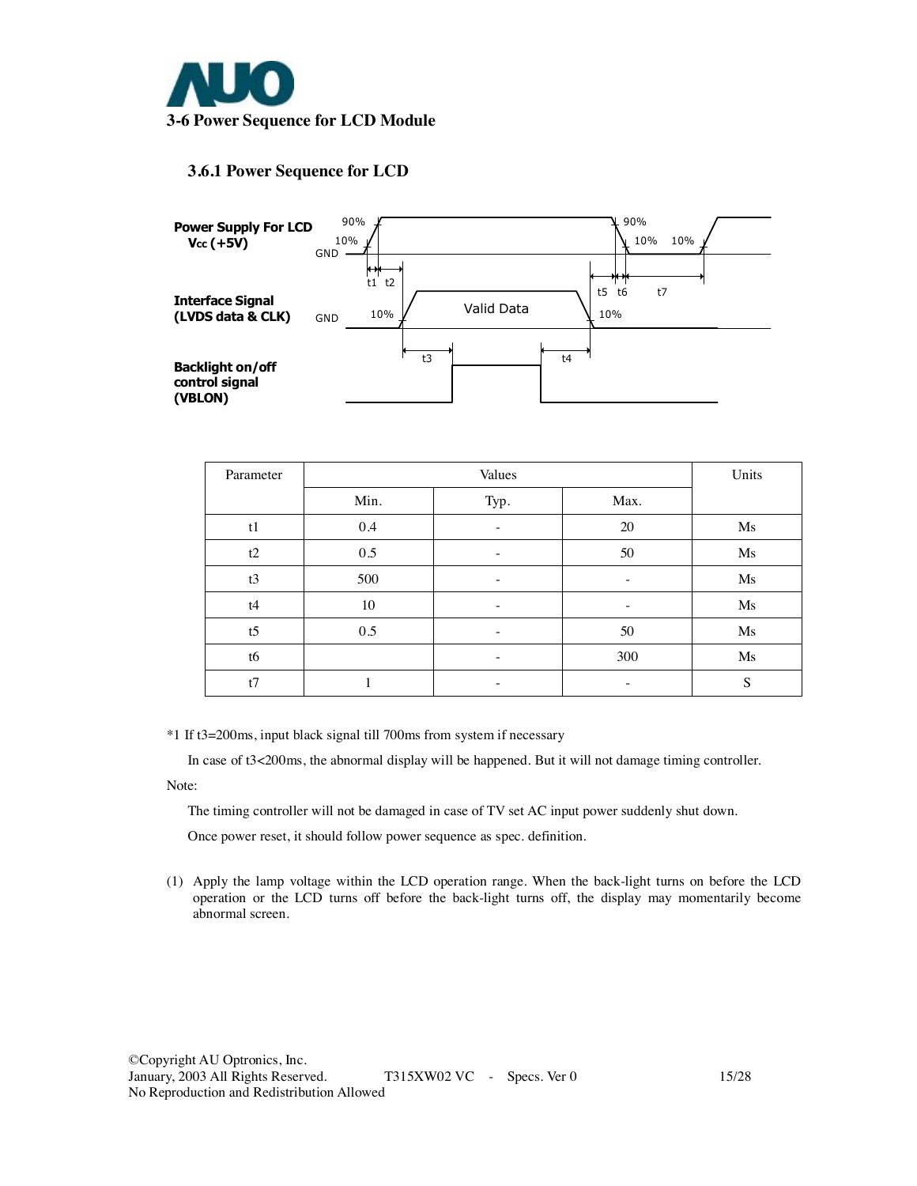# 3-6 Power Sequence for LCD Module

## 3.6.1 Power Sequence for LCD

Power Supply For LCD Vcc (+5V)

Interface Signal (LVDS data & CLK)

Backlight on/off control signal (VBLON)

Valid Data

| Parameter | Values | | | Units |
|---|---|---|---|---|
| | Min. | Typ. | Max. | |
| t1 | 0.4 | - | 20 | Ms |
| t2 | 0.5 | - | 50 | Ms |
| t3 | 500 | - | - | Ms |
| t4 | 10 | - | - | Ms |
| t5 | 0.5 | - | 50 | Ms |
| t6 | | - | 300 | Ms |
| t7 | 1 | - | - | S |

*1 If t3=200ms, input black signal till 700ms from system if necessary

In case of t3<200ms, the abnormal display will be happened. But it will not damage timing controller.

Note:

The timing controller will not be damaged in case of TV set AC input power suddenly shut down.

Once power reset, it should follow power sequence as spec. definition.

(1) Apply the lamp voltage within the LCD operation range. When the back-light turns on before the LCD operation or the LCD turns off before the back-light turns off, the display may momentarily become abnormal screen.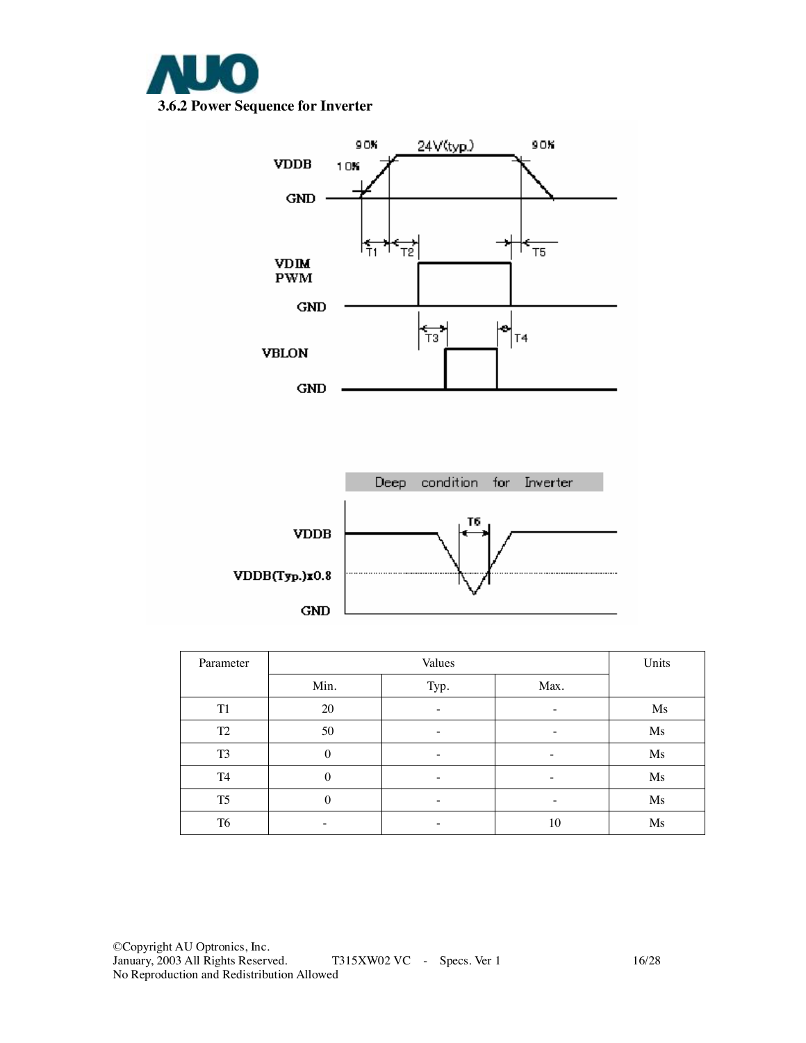### 3.6.2 Power Sequence for Inverter

| Parameter | Values | | | Units |
|---|---|---|---|---|
| | Min. | Typ. | Max. | |
| T1 | 20 | - | - | Ms |
| T2 | 50 | - | - | Ms |
| T3 | 0 | - | - | Ms |
| T4 | 0 | - | - | Ms |
| T5 | 0 | - | - | Ms |
| T6 | - | - | 10 | Ms |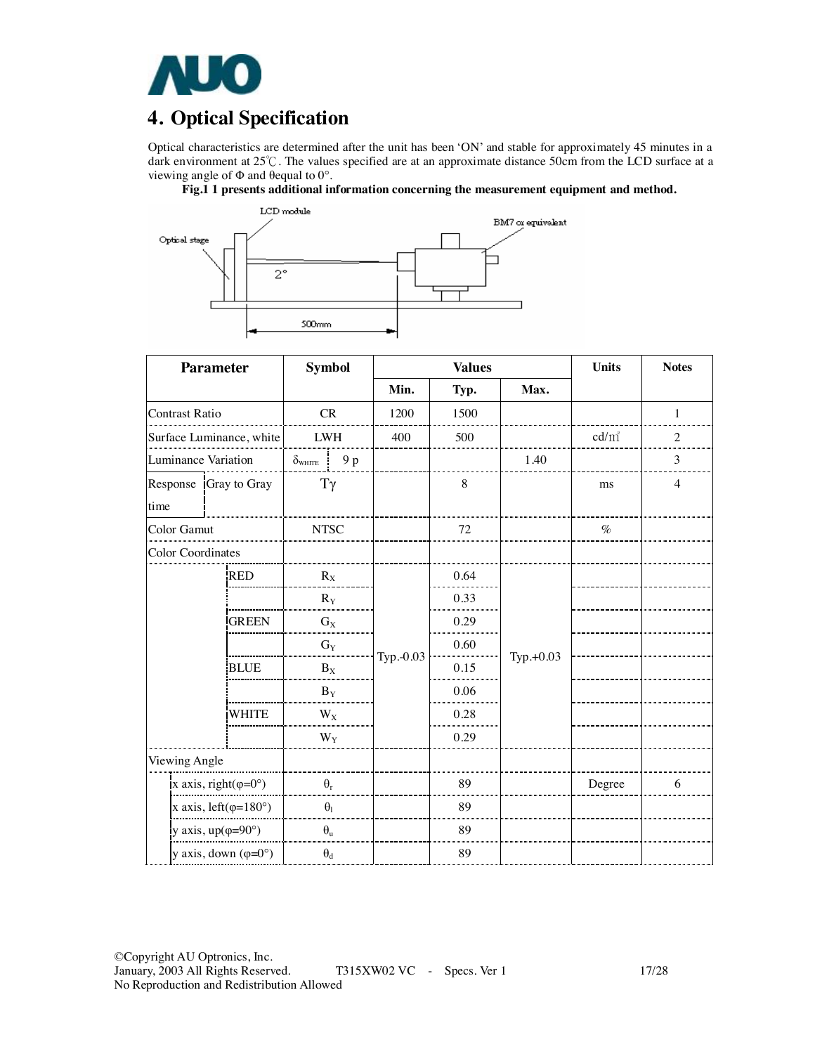# 4. Optical Specification

Optical characteristics are determined after the unit has been 'ON' and stable for approximately 45 minutes in a dark environment at 25℃. The values specified are at an approximate distance 50cm from the LCD surface at a viewing angle of Φ and θequal to 0°.

**Fig.1 1 presents additional information concerning the measurement equipment and method.**

| Parameter | | Symbol | Min. | Typ. | Max. | Units | Notes |
|---|---|---|---|---|---|---|---|
| Contrast Ratio | | CR | 1200 | 1500 | | | 1 |
| Surface Luminance, white | | LWH | 400 | 500 | | cd/㎡ | 2 |
| Luminance Variation | | $\delta_{WHITE}$ 9 p | | | 1.40 | | 3 |
| Response time | Gray to Gray | Tγ | | 8 | | ms | 4 |
| Color Gamut | | NTSC | | 72 | | % | |
| Color Coordinates | | | | | | | |
| | RED | $R_X$ | Typ.-0.03 | 0.64 | Typ.+0.03 | | |
| | | $R_Y$ | | 0.33 | | | |
| | GREEN | $G_X$ | | 0.29 | | | |
| | | $G_Y$ | | 0.60 | | | |
| | BLUE | $B_X$ | | 0.15 | | | |
| | | $B_Y$ | | 0.06 | | | |
| | WHITE | $W_X$ | | 0.28 | | | |
| | | $W_Y$ | | 0.29 | | | |
| Viewing Angle | | | | | | | |
| | x axis, right(φ=0°) | $\theta_r$ | | 89 | | Degree | 6 |
| | x axis, left(φ=180°) | $\theta_l$ | | 89 | | | |
| | y axis, up(φ=90°) | $\theta_u$ | | 89 | | | |
| | y axis, down (φ=0°) | $\theta_d$ | | 89 | | | |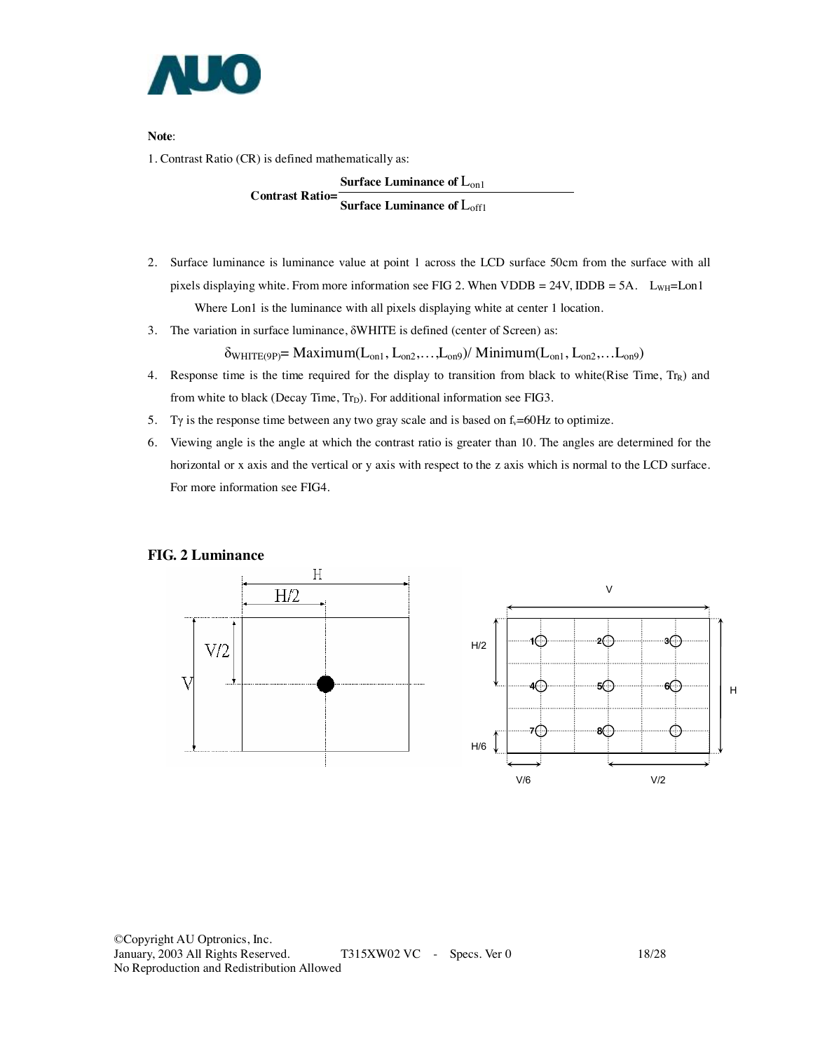**Note**:

1. Contrast Ratio (CR) is defined mathematically as:

$$\textbf{Contrast Ratio} = \frac{\textbf{Surface Luminance of } L_{on1}}{\textbf{Surface Luminance of } L_{off1}}$$

2. Surface luminance is luminance value at point 1 across the LCD surface 50cm from the surface with all pixels displaying white. From more information see FIG 2. When VDDB = 24V, IDDB = 5A. $L_{WH}$=Lon1

   Where Lon1 is the luminance with all pixels displaying white at center 1 location.

3. The variation in surface luminance, δWHITE is defined (center of Screen) as:

$$\delta_{WHITE(9P)} = \text{Maximum}(L_{on1}, L_{on2}, \ldots, L_{on9}) / \text{Minimum}(L_{on1}, L_{on2}, \ldots L_{on9})$$

4. Response time is the time required for the display to transition from black to white(Rise Time, $Tr_R$) and from white to black (Decay Time, $Tr_D$). For additional information see FIG3.

5. Tγ is the response time between any two gray scale and is based on $f_v$=60Hz to optimize.

6. Viewing angle is the angle at which the contrast ratio is greater than 10. The angles are determined for the horizontal or x axis and the vertical or y axis with respect to the z axis which is normal to the LCD surface. For more information see FIG4.

**FIG. 2 Luminance**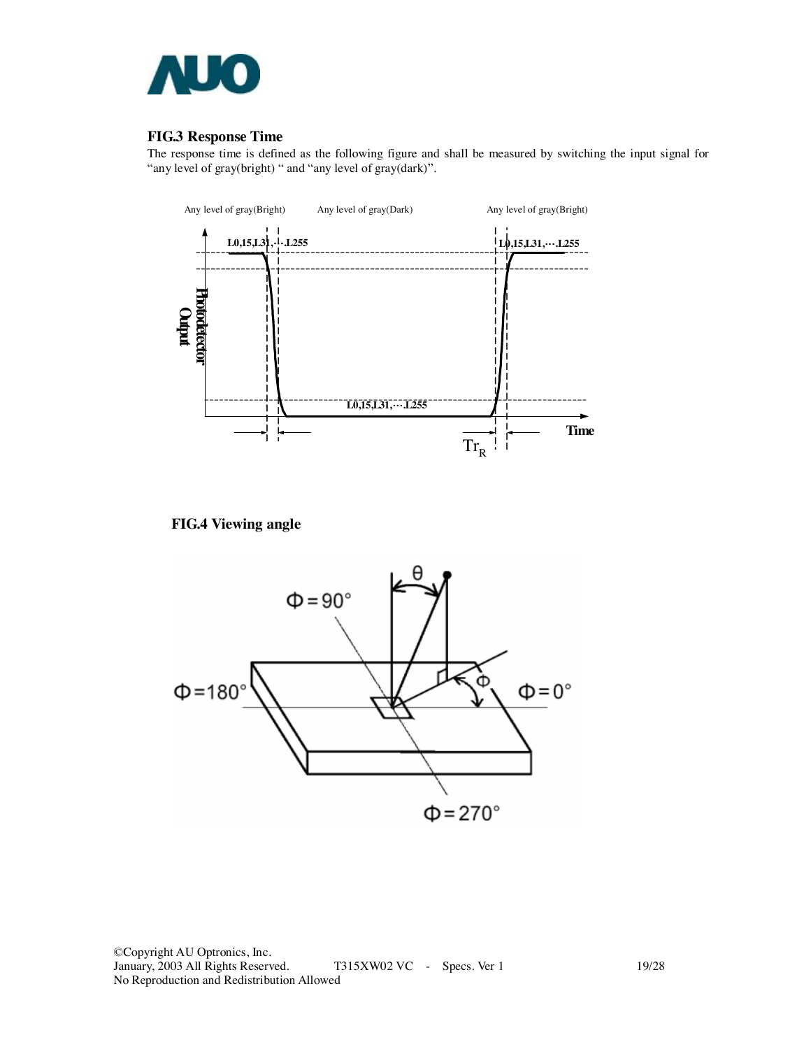### FIG.3 Response Time

The response time is defined as the following figure and shall be measured by switching the input signal for "any level of gray(bright) " and "any level of gray(dark)".

### FIG.4 Viewing angle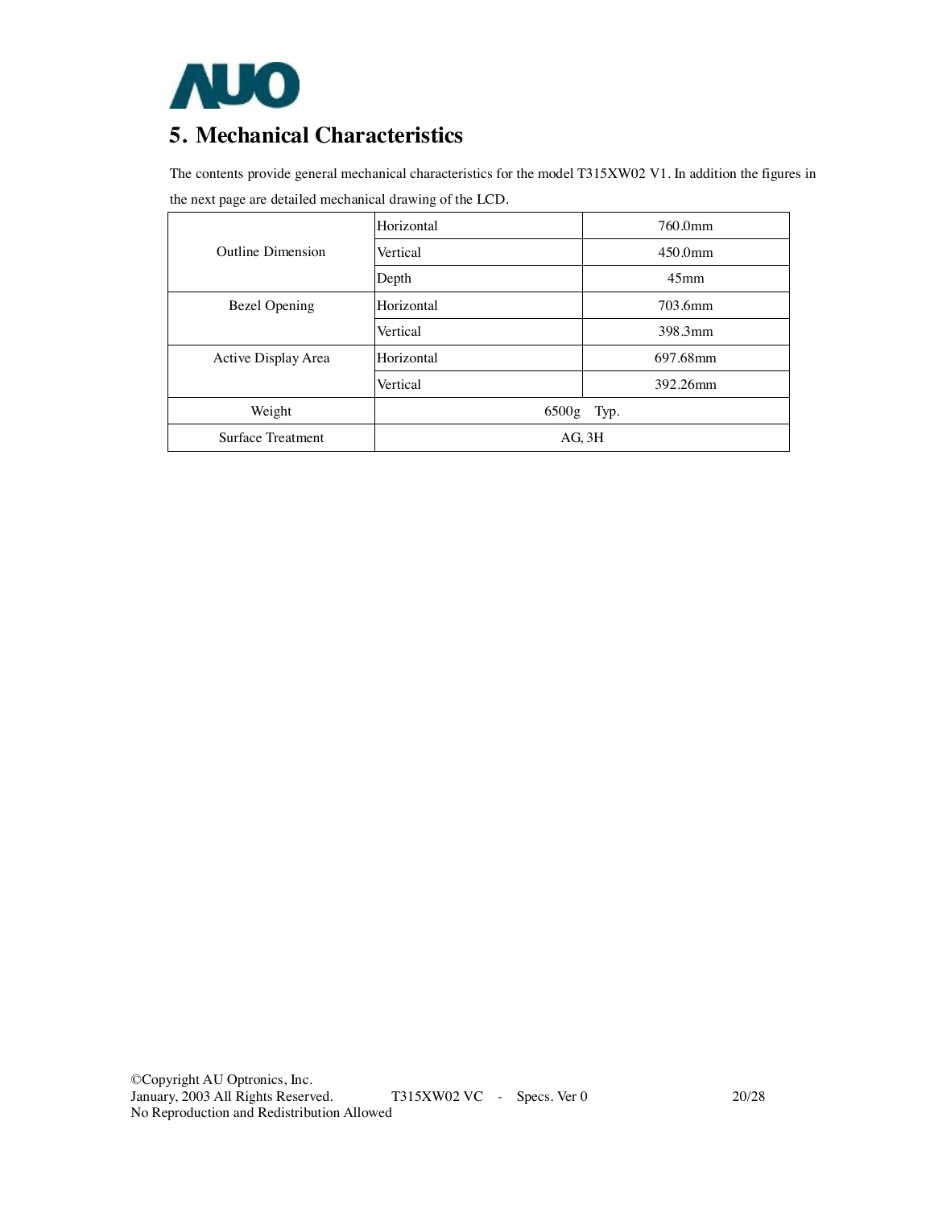# 5. Mechanical Characteristics

The contents provide general mechanical characteristics for the model T315XW02 V1. In addition the figures in the next page are detailed mechanical drawing of the LCD.

| | | |
|---|---|---|
| Outline Dimension | Horizontal | 760.0mm |
| | Vertical | 450.0mm |
| | Depth | 45mm |
| Bezel Opening | Horizontal | 703.6mm |
| | Vertical | 398.3mm |
| Active Display Area | Horizontal | 697.68mm |
| | Vertical | 392.26mm |
| Weight | 6500g Typ. | |
| Surface Treatment | AG, 3H | |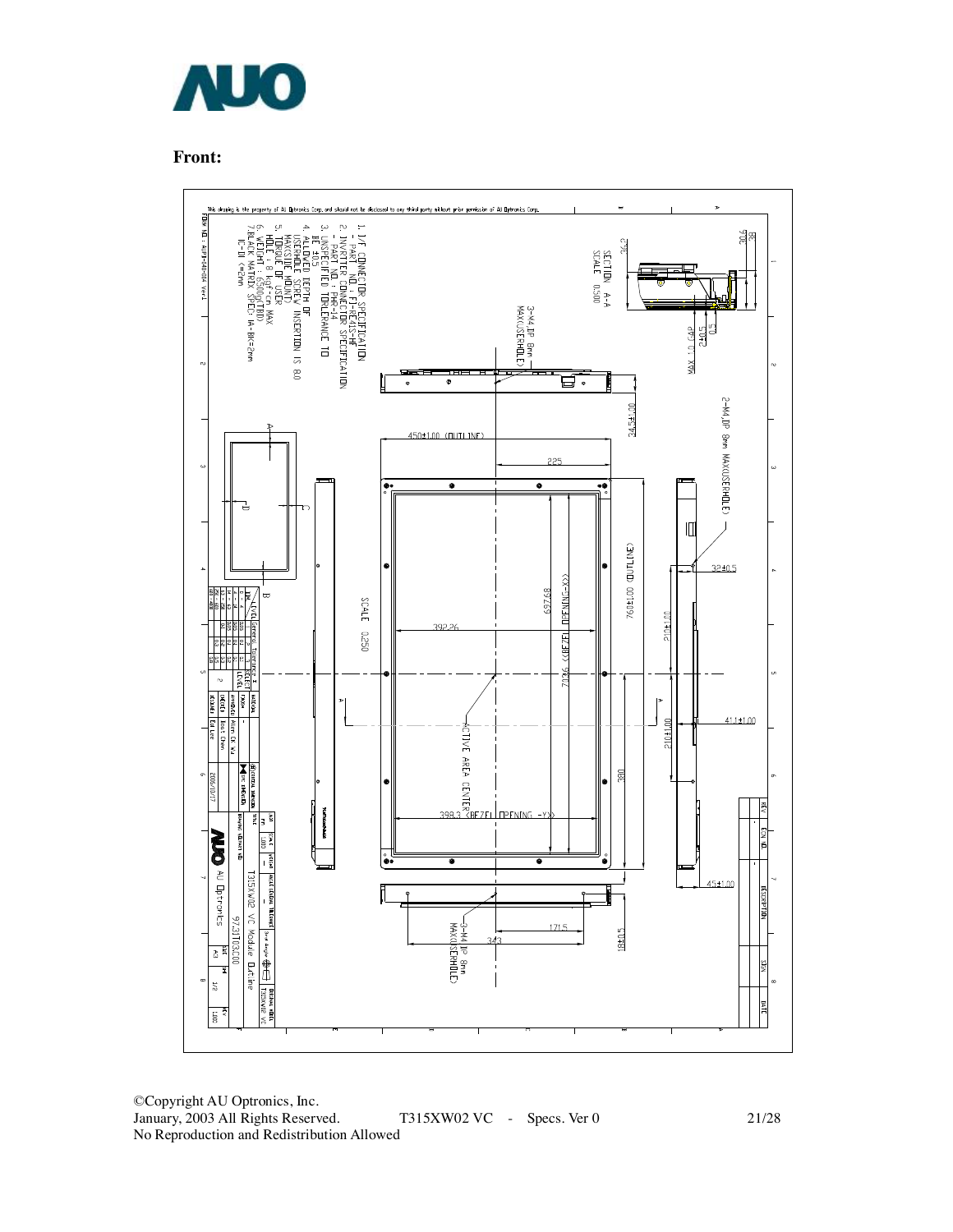**Front:**

This drawing is the property of AU Optronics Corp. and should not be disclosed to any third party without prior permission of AU Optronics Corp.

1. I/F CONNECTOR SPECIFICATION
   - PART NO.: FI-RE41S-HF
2. INVERTER CONNECTOR SPECIFICATION
   - PART NO.: PHR-14
3. UNSPECIFIED TOLERANCE TO BE ±0.5
4. ALLOWED DEPTH OF USERHOLE SCREW INSERTION IS 8.0
5. MAX(SIDE MOUNT) TORQUE OF USER HOLE : 8 kgf-cm MAX
6. WEIGHT : 6500g(TBD)
7. BLACK MATRIX SPEC: IA-BK<=2mm, IC-DI <=2mm

SECTION A-A
SCALE 0.500

SCALE 0.250

450±1.00 (OUTLINE)

760±1.00 (OUTLINE)

697.69

702.6 <BEZEL OPENING-X>

398.3 <BEZEL OPENING -Y>

ACTIVE AREA CENTER

3-M4,DP 8mm MAX(USERHOLE)

2-M4,DP 8mm MAX(USERHOLE)

T315XW02 VC Module Outline

97.31T03.C00

AU Optronics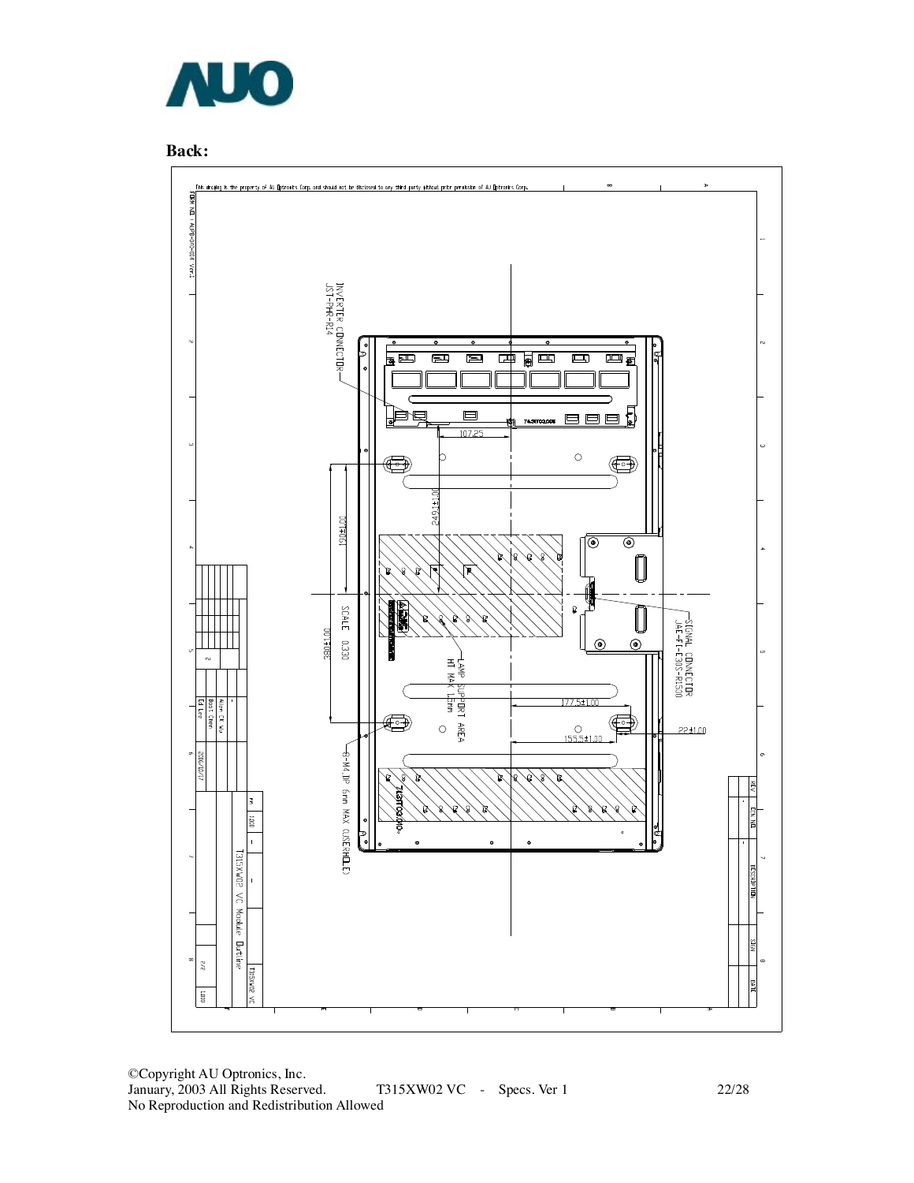**Back:**

This drawing is the property of AU Optronics Corp. and should not be disclosed to any third party without prior permission of AU Optronics Corp.

FORM NO : AUPR-DRO-004 Ver.1

INVERTER CONNECTOR
JST-PHR-R14

107.25

249±1.00

190±1.00

SCALE 0.330

380±1.00

LAMP SUPPORT AREA
HT MAX 1.5mm

8-M4 DP 6mm MAX (USERHOLE)

SIGNAL CONNECTOR
JAE-FI-E30S-R1500

177.5±1.00

155.5±1.00

22±1.00

T315XW02 VC Module Outline

T315XW02 VC

2006/10/17

REV | ECN NO | DESCRIPTION | SIGN | DATE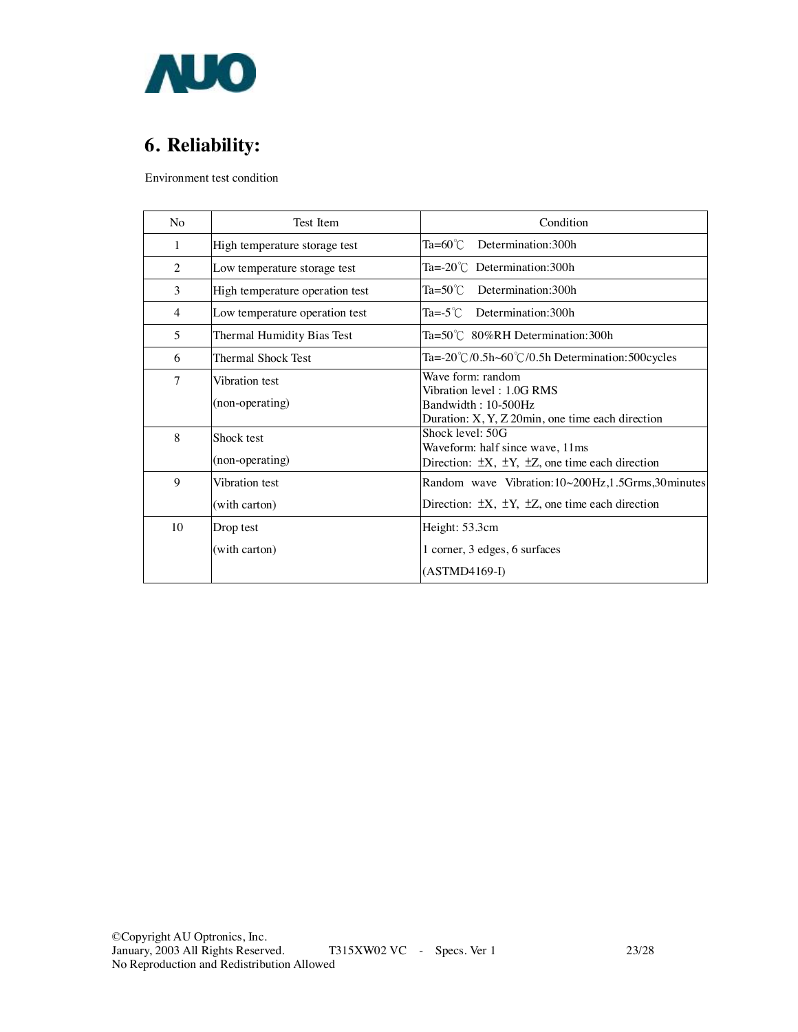# 6. Reliability:

Environment test condition

| No | Test Item | Condition |
|---|---|---|
| 1 | High temperature storage test | Ta=60℃ Determination:300h |
| 2 | Low temperature storage test | Ta=-20℃ Determination:300h |
| 3 | High temperature operation test | Ta=50℃ Determination:300h |
| 4 | Low temperature operation test | Ta=-5℃ Determination:300h |
| 5 | Thermal Humidity Bias Test | Ta=50℃ 80%RH Determination:300h |
| 6 | Thermal Shock Test | Ta=-20℃/0.5h~60℃/0.5h Determination:500cycles |
| 7 | Vibration test<br>(non-operating) | Wave form: random<br>Vibration level : 1.0G RMS<br>Bandwidth : 10-500Hz<br>Duration: X, Y, Z 20min, one time each direction |
| 8 | Shock test<br>(non-operating) | Shock level: 50G<br>Waveform: half since wave, 11ms<br>Direction: ±X, ±Y, ±Z, one time each direction |
| 9 | Vibration test<br>(with carton) | Random wave Vibration:10~200Hz,1.5Grms,30minutes<br>Direction: ±X, ±Y, ±Z, one time each direction |
| 10 | Drop test<br>(with carton) | Height: 53.3cm<br>1 corner, 3 edges, 6 surfaces<br>(ASTMD4169-I) |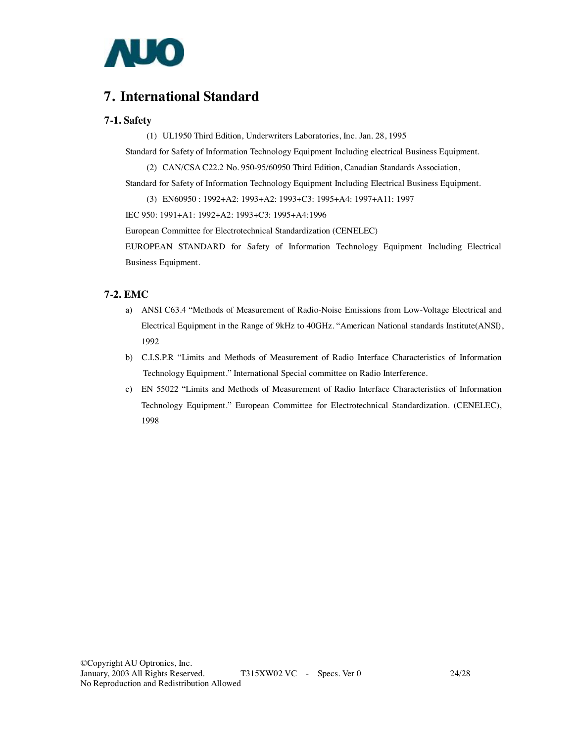# 7. International Standard

## 7-1. Safety

(1) UL1950 Third Edition, Underwriters Laboratories, Inc. Jan. 28, 1995

Standard for Safety of Information Technology Equipment Including electrical Business Equipment.

(2) CAN/CSA C22.2 No. 950-95/60950 Third Edition, Canadian Standards Association,

Standard for Safety of Information Technology Equipment Including Electrical Business Equipment.

(3) EN60950 : 1992+A2: 1993+A2: 1993+C3: 1995+A4: 1997+A11: 1997

IEC 950: 1991+A1: 1992+A2: 1993+C3: 1995+A4:1996

European Committee for Electrotechnical Standardization (CENELEC)

EUROPEAN STANDARD for Safety of Information Technology Equipment Including Electrical Business Equipment.

## 7-2. EMC

a) ANSI C63.4 "Methods of Measurement of Radio-Noise Emissions from Low-Voltage Electrical and Electrical Equipment in the Range of 9kHz to 40GHz. "American National standards Institute(ANSI), 1992

b) C.I.S.P.R "Limits and Methods of Measurement of Radio Interface Characteristics of Information Technology Equipment." International Special committee on Radio Interference.

c) EN 55022 "Limits and Methods of Measurement of Radio Interface Characteristics of Information Technology Equipment." European Committee for Electrotechnical Standardization. (CENELEC), 1998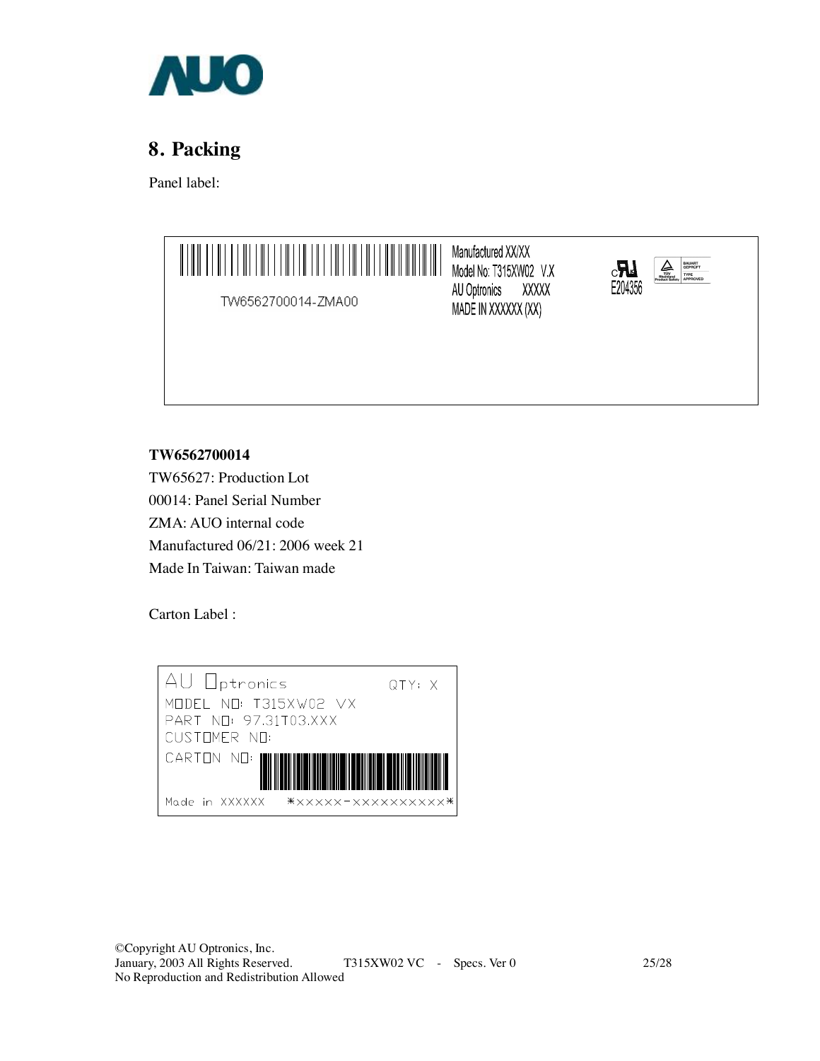## 8. Packing

Panel label:

TW6562700014-ZMA00

Manufactured XX/XX
Model No: T315XW02 V.X
AU Optronics XXXXX
MADE IN XXXXXX (XX)

E204356

**TW6562700014**

TW65627: Production Lot

00014: Panel Serial Number

ZMA: AUO internal code

Manufactured 06/21: 2006 week 21

Made In Taiwan: Taiwan made

Carton Label :

AU Optronics QTY: X
MODEL NO: T315XW02 VX
PART NO: 97.31T03.XXX
CUSTOMER NO:
CARTON NO:
Made in XXXXXX *XXXXX-XXXXXXXXXX*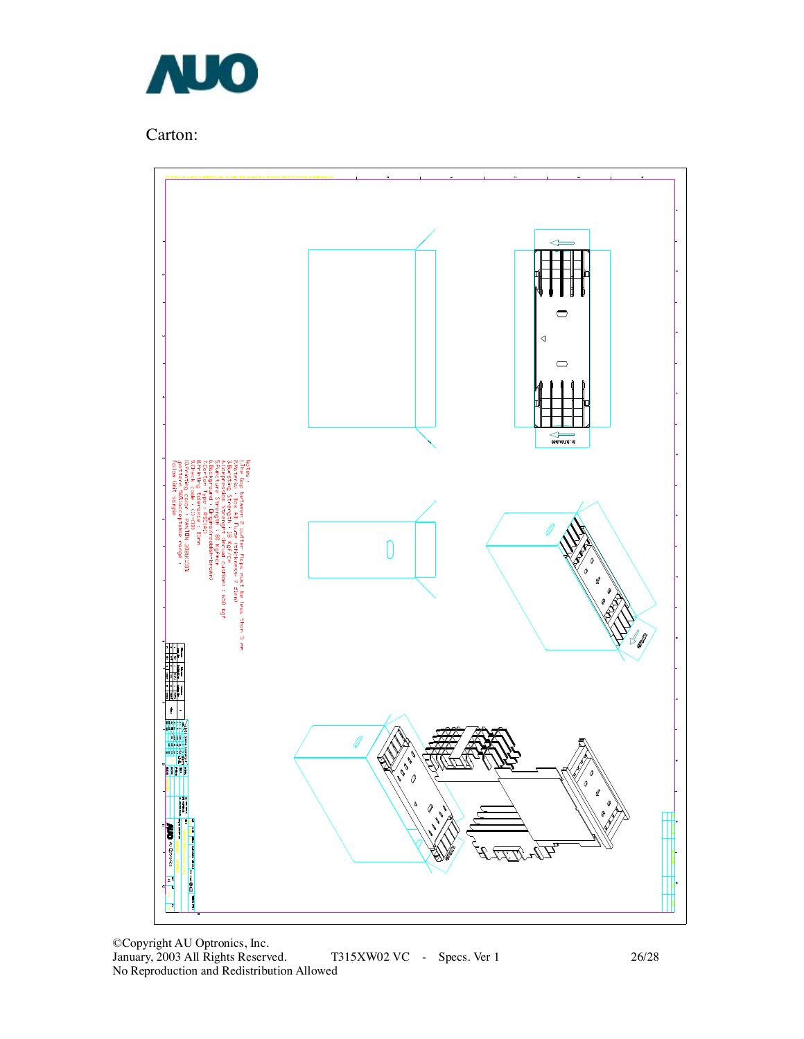Carton:

Notes :
1.The Gap between 2 outer flaps must be less than 5 mm
2.Material : Box AB Flute (thickness: 7 ±1mm)
3.Bursting Strength : 18 Kgf/cm
4.Compression Strength (w/cushion) : 650 Kgf
5.Puncture Strength : 80 Kg/kcm
6.Background : Brown(Kraft brown)
7.Carton type : RSC
8.Printing tolerance : ±2mm
9.Check code : Ct-ED
10.Printing color : PANTON 3005C100%
pattern 50%acceptable range .
follow Unit scribe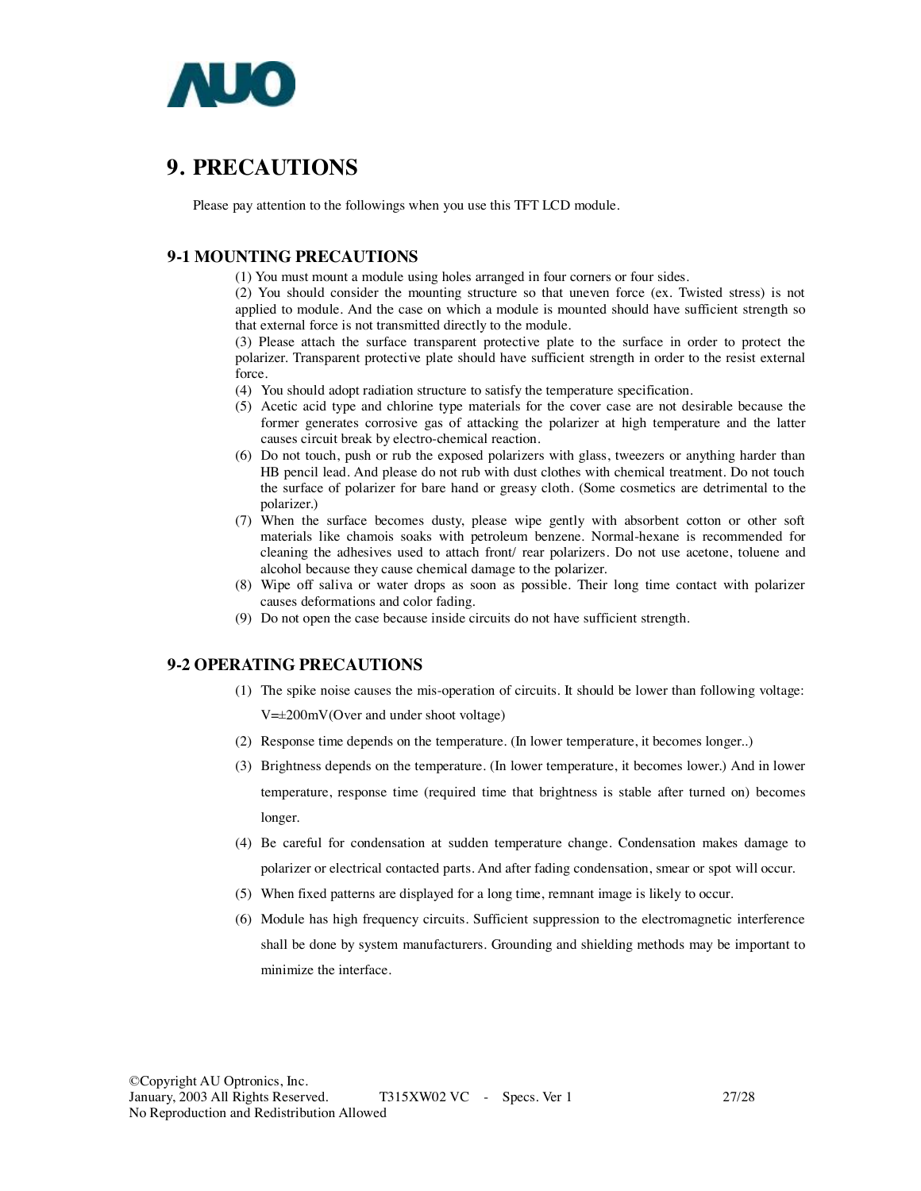# 9. PRECAUTIONS

Please pay attention to the followings when you use this TFT LCD module.

## 9-1 MOUNTING PRECAUTIONS

(1) You must mount a module using holes arranged in four corners or four sides.
(2) You should consider the mounting structure so that uneven force (ex. Twisted stress) is not applied to module. And the case on which a module is mounted should have sufficient strength so that external force is not transmitted directly to the module.
(3) Please attach the surface transparent protective plate to the surface in order to protect the polarizer. Transparent protective plate should have sufficient strength in order to the resist external force.
(4) You should adopt radiation structure to satisfy the temperature specification.
(5) Acetic acid type and chlorine type materials for the cover case are not desirable because the former generates corrosive gas of attacking the polarizer at high temperature and the latter causes circuit break by electro-chemical reaction.
(6) Do not touch, push or rub the exposed polarizers with glass, tweezers or anything harder than HB pencil lead. And please do not rub with dust clothes with chemical treatment. Do not touch the surface of polarizer for bare hand or greasy cloth. (Some cosmetics are detrimental to the polarizer.)
(7) When the surface becomes dusty, please wipe gently with absorbent cotton or other soft materials like chamois soaks with petroleum benzene. Normal-hexane is recommended for cleaning the adhesives used to attach front/ rear polarizers. Do not use acetone, toluene and alcohol because they cause chemical damage to the polarizer.
(8) Wipe off saliva or water drops as soon as possible. Their long time contact with polarizer causes deformations and color fading.
(9) Do not open the case because inside circuits do not have sufficient strength.

## 9-2 OPERATING PRECAUTIONS

(1) The spike noise causes the mis-operation of circuits. It should be lower than following voltage: V=±200mV(Over and under shoot voltage)
(2) Response time depends on the temperature. (In lower temperature, it becomes longer..)
(3) Brightness depends on the temperature. (In lower temperature, it becomes lower.) And in lower temperature, response time (required time that brightness is stable after turned on) becomes longer.
(4) Be careful for condensation at sudden temperature change. Condensation makes damage to polarizer or electrical contacted parts. And after fading condensation, smear or spot will occur.
(5) When fixed patterns are displayed for a long time, remnant image is likely to occur.
(6) Module has high frequency circuits. Sufficient suppression to the electromagnetic interference shall be done by system manufacturers. Grounding and shielding methods may be important to minimize the interface.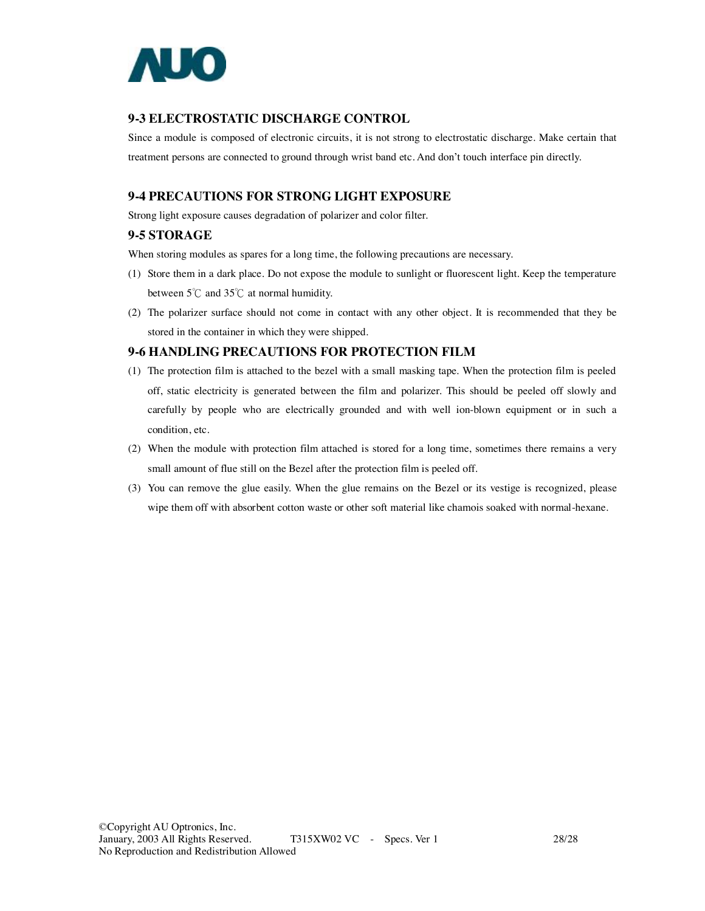### 9-3 ELECTROSTATIC DISCHARGE CONTROL

Since a module is composed of electronic circuits, it is not strong to electrostatic discharge. Make certain that treatment persons are connected to ground through wrist band etc. And don't touch interface pin directly.

### 9-4 PRECAUTIONS FOR STRONG LIGHT EXPOSURE

Strong light exposure causes degradation of polarizer and color filter.

### 9-5 STORAGE

When storing modules as spares for a long time, the following precautions are necessary.

(1) Store them in a dark place. Do not expose the module to sunlight or fluorescent light. Keep the temperature between 5℃ and 35℃ at normal humidity.

(2) The polarizer surface should not come in contact with any other object. It is recommended that they be stored in the container in which they were shipped.

### 9-6 HANDLING PRECAUTIONS FOR PROTECTION FILM

(1) The protection film is attached to the bezel with a small masking tape. When the protection film is peeled off, static electricity is generated between the film and polarizer. This should be peeled off slowly and carefully by people who are electrically grounded and with well ion-blown equipment or in such a condition, etc.

(2) When the module with protection film attached is stored for a long time, sometimes there remains a very small amount of flue still on the Bezel after the protection film is peeled off.

(3) You can remove the glue easily. When the glue remains on the Bezel or its vestige is recognized, please wipe them off with absorbent cotton waste or other soft material like chamois soaked with normal-hexane.